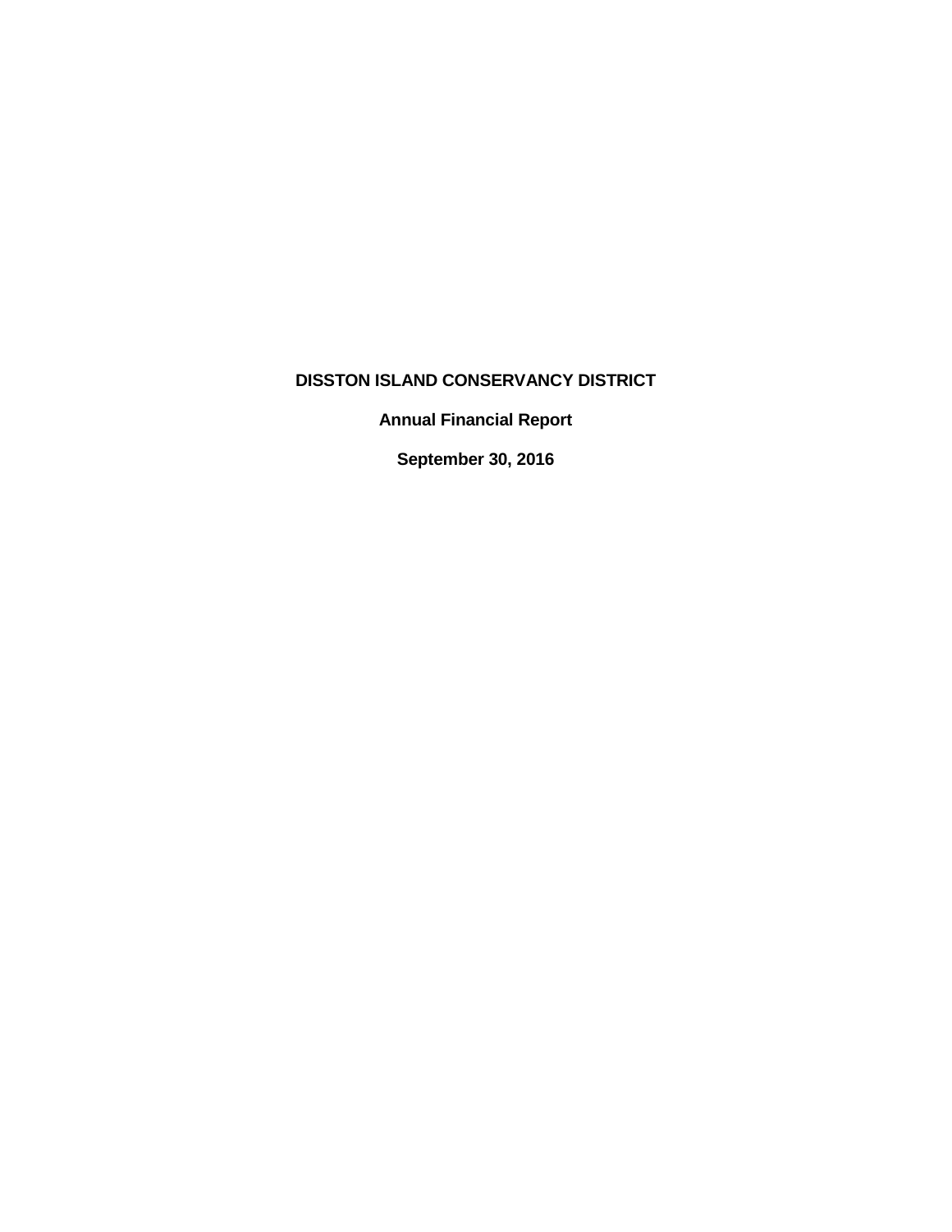# DISSTON ISLAND CONSERVANCY DISTRICT

## Annual Financial Report

## September 30, 2016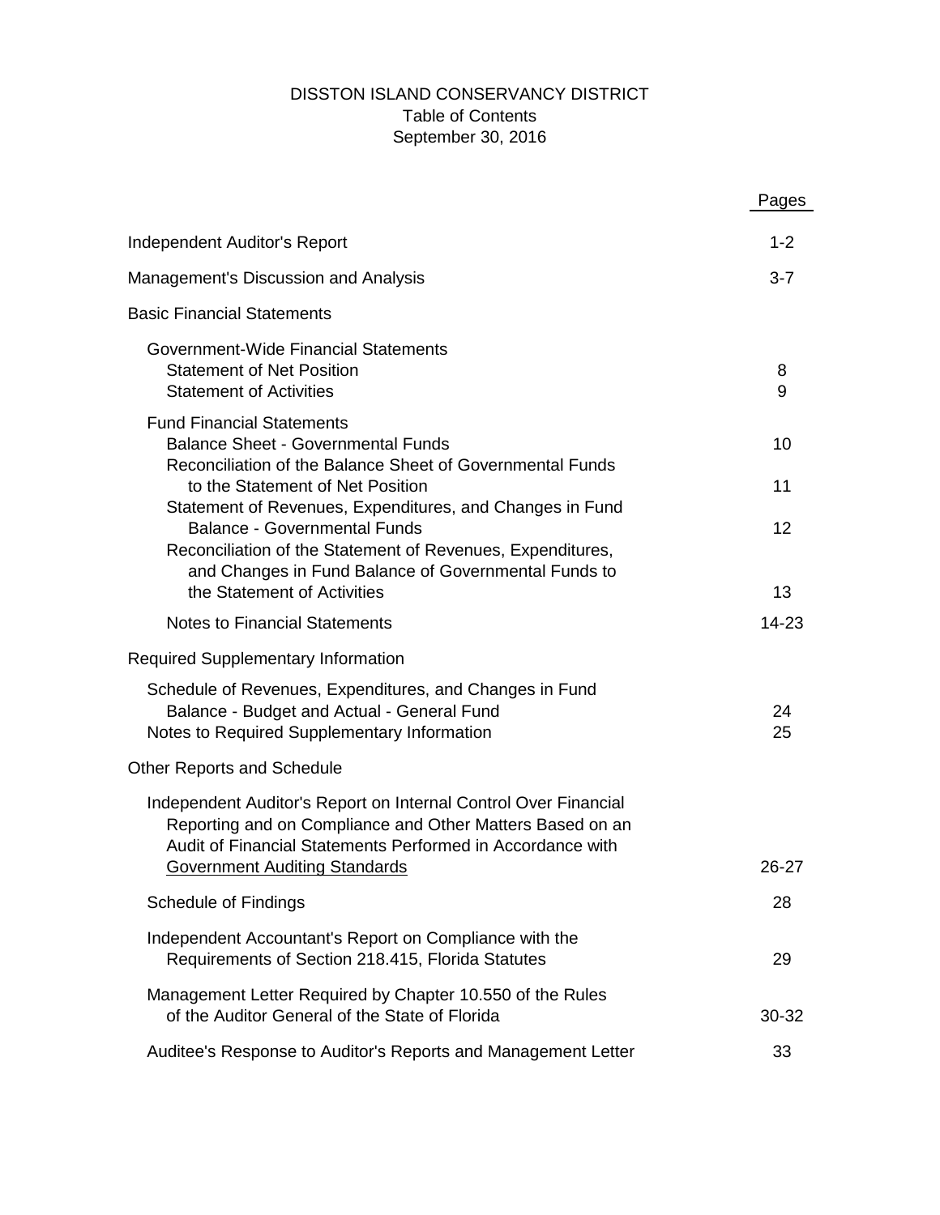# DISSTON ISLAND CONSERVANCY DISTRICT
## Table of Contents
### September 30, 2016

| | Pages |
|---|---|
| Independent Auditor's Report | 1-2 |
| Management's Discussion and Analysis | 3-7 |
| Basic Financial Statements | |
| Government-Wide Financial Statements | |
| Statement of Net Position | 8 |
| Statement of Activities | 9 |
| Fund Financial Statements | |
| Balance Sheet - Governmental Funds | 10 |
| Reconciliation of the Balance Sheet of Governmental Funds to the Statement of Net Position | 11 |
| Statement of Revenues, Expenditures, and Changes in Fund Balance - Governmental Funds | 12 |
| Reconciliation of the Statement of Revenues, Expenditures, and Changes in Fund Balance of Governmental Funds to the Statement of Activities | 13 |
| Notes to Financial Statements | 14-23 |
| Required Supplementary Information | |
| Schedule of Revenues, Expenditures, and Changes in Fund Balance - Budget and Actual - General Fund | 24 |
| Notes to Required Supplementary Information | 25 |
| Other Reports and Schedule | |
| Independent Auditor's Report on Internal Control Over Financial Reporting and on Compliance and Other Matters Based on an Audit of Financial Statements Performed in Accordance with Government Auditing Standards | 26-27 |
| Schedule of Findings | 28 |
| Independent Accountant's Report on Compliance with the Requirements of Section 218.415, Florida Statutes | 29 |
| Management Letter Required by Chapter 10.550 of the Rules of the Auditor General of the State of Florida | 30-32 |
| Auditee's Response to Auditor's Reports and Management Letter | 33 |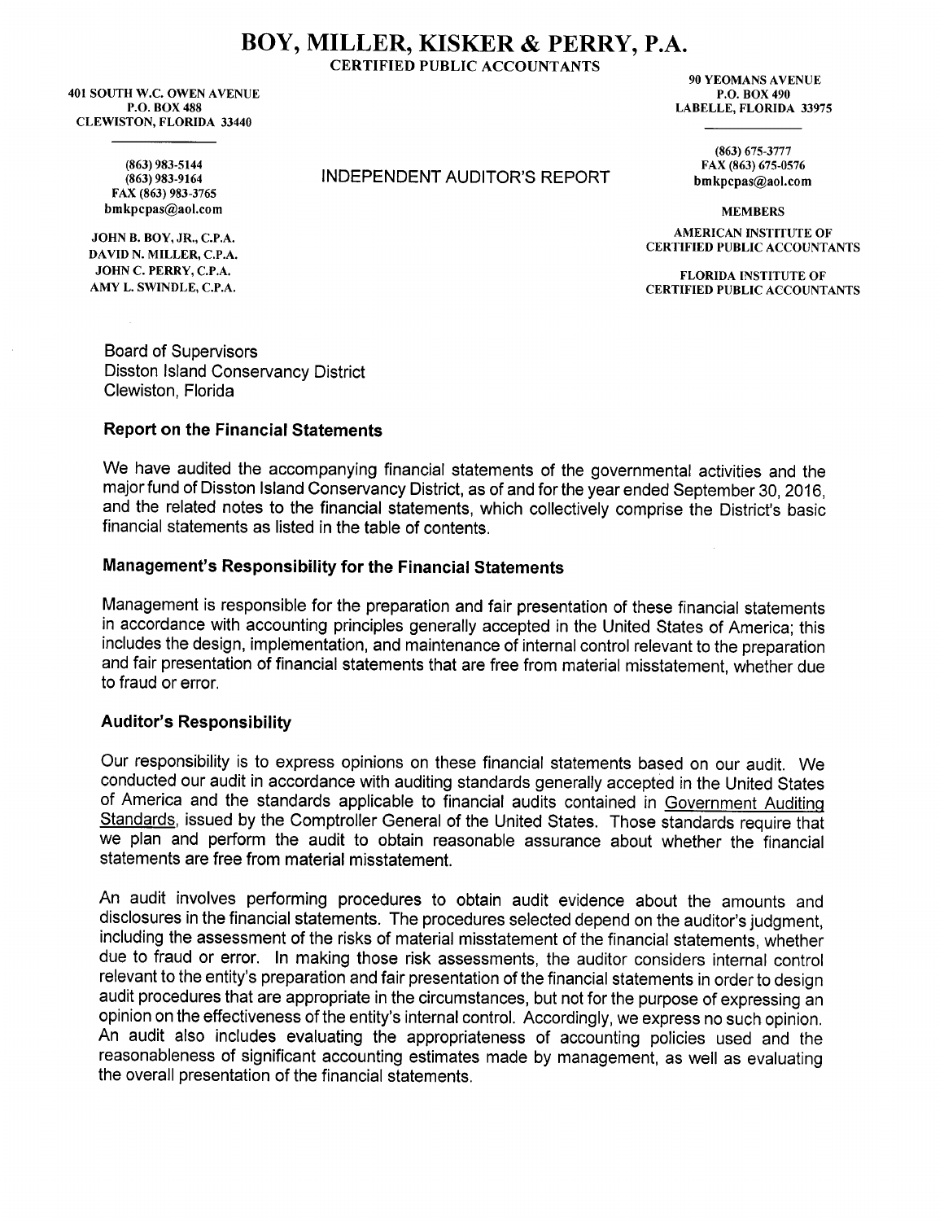# BOY, MILLER, KISKER & PERRY, P.A.

**CERTIFIED PUBLIC ACCOUNTANTS**

401 SOUTH W.C. OWEN AVENUE
P.O. BOX 488
CLEWISTON, FLORIDA 33440

(863) 983-5144
(863) 983-9164
FAX (863) 983-3765
bmkpcpas@aol.com

JOHN B. BOY, JR., C.P.A.
DAVID N. MILLER, C.P.A.
JOHN C. PERRY, C.P.A.
AMY L. SWINDLE, C.P.A.

90 YEOMANS AVENUE
P.O. BOX 490
LABELLE, FLORIDA 33975

(863) 675-3777
FAX (863) 675-0576
bmkpcpas@aol.com

MEMBERS

AMERICAN INSTITUTE OF
CERTIFIED PUBLIC ACCOUNTANTS

FLORIDA INSTITUTE OF
CERTIFIED PUBLIC ACCOUNTANTS

## INDEPENDENT AUDITOR'S REPORT

Board of Supervisors
Disston Island Conservancy District
Clewiston, Florida

### Report on the Financial Statements

We have audited the accompanying financial statements of the governmental activities and the major fund of Disston Island Conservancy District, as of and for the year ended September 30, 2016, and the related notes to the financial statements, which collectively comprise the District's basic financial statements as listed in the table of contents.

### Management's Responsibility for the Financial Statements

Management is responsible for the preparation and fair presentation of these financial statements in accordance with accounting principles generally accepted in the United States of America; this includes the design, implementation, and maintenance of internal control relevant to the preparation and fair presentation of financial statements that are free from material misstatement, whether due to fraud or error.

### Auditor's Responsibility

Our responsibility is to express opinions on these financial statements based on our audit. We conducted our audit in accordance with auditing standards generally accepted in the United States of America and the standards applicable to financial audits contained in Government Auditing Standards, issued by the Comptroller General of the United States. Those standards require that we plan and perform the audit to obtain reasonable assurance about whether the financial statements are free from material misstatement.

An audit involves performing procedures to obtain audit evidence about the amounts and disclosures in the financial statements. The procedures selected depend on the auditor's judgment, including the assessment of the risks of material misstatement of the financial statements, whether due to fraud or error. In making those risk assessments, the auditor considers internal control relevant to the entity's preparation and fair presentation of the financial statements in order to design audit procedures that are appropriate in the circumstances, but not for the purpose of expressing an opinion on the effectiveness of the entity's internal control. Accordingly, we express no such opinion. An audit also includes evaluating the appropriateness of accounting policies used and the reasonableness of significant accounting estimates made by management, as well as evaluating the overall presentation of the financial statements.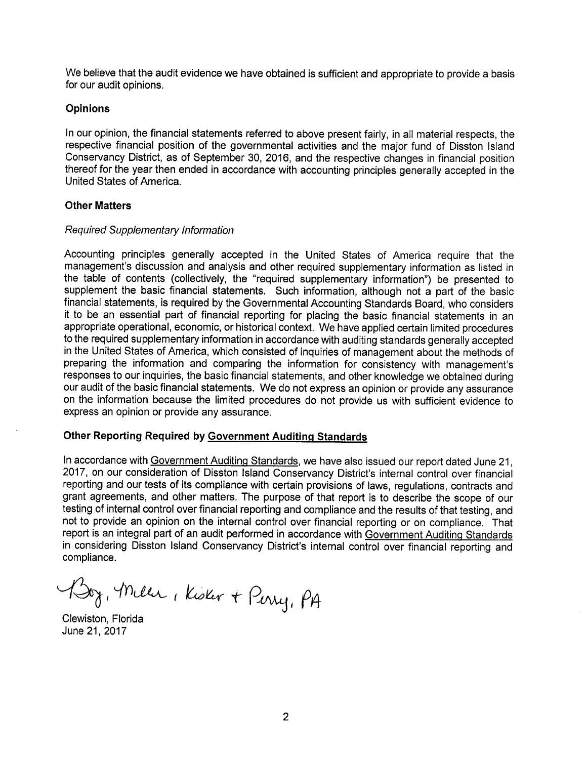We believe that the audit evidence we have obtained is sufficient and appropriate to provide a basis for our audit opinions.

**Opinions**

In our opinion, the financial statements referred to above present fairly, in all material respects, the respective financial position of the governmental activities and the major fund of Disston Island Conservancy District, as of September 30, 2016, and the respective changes in financial position thereof for the year then ended in accordance with accounting principles generally accepted in the United States of America.

**Other Matters**

*Required Supplementary Information*

Accounting principles generally accepted in the United States of America require that the management's discussion and analysis and other required supplementary information as listed in the table of contents (collectively, the "required supplementary information") be presented to supplement the basic financial statements. Such information, although not a part of the basic financial statements, is required by the Governmental Accounting Standards Board, who considers it to be an essential part of financial reporting for placing the basic financial statements in an appropriate operational, economic, or historical context. We have applied certain limited procedures to the required supplementary information in accordance with auditing standards generally accepted in the United States of America, which consisted of inquiries of management about the methods of preparing the information and comparing the information for consistency with management's responses to our inquiries, the basic financial statements, and other knowledge we obtained during our audit of the basic financial statements. We do not express an opinion or provide any assurance on the information because the limited procedures do not provide us with sufficient evidence to express an opinion or provide any assurance.

**Other Reporting Required by Government Auditing Standards**

In accordance with Government Auditing Standards, we have also issued our report dated June 21, 2017, on our consideration of Disston Island Conservancy District's internal control over financial reporting and our tests of its compliance with certain provisions of laws, regulations, contracts and grant agreements, and other matters. The purpose of that report is to describe the scope of our testing of internal control over financial reporting and compliance and the results of that testing, and not to provide an opinion on the internal control over financial reporting or on compliance. That report is an integral part of an audit performed in accordance with Government Auditing Standards in considering Disston Island Conservancy District's internal control over financial reporting and compliance.

Boy, Miller, Kisker + Perry, PA

Clewiston, Florida
June 21, 2017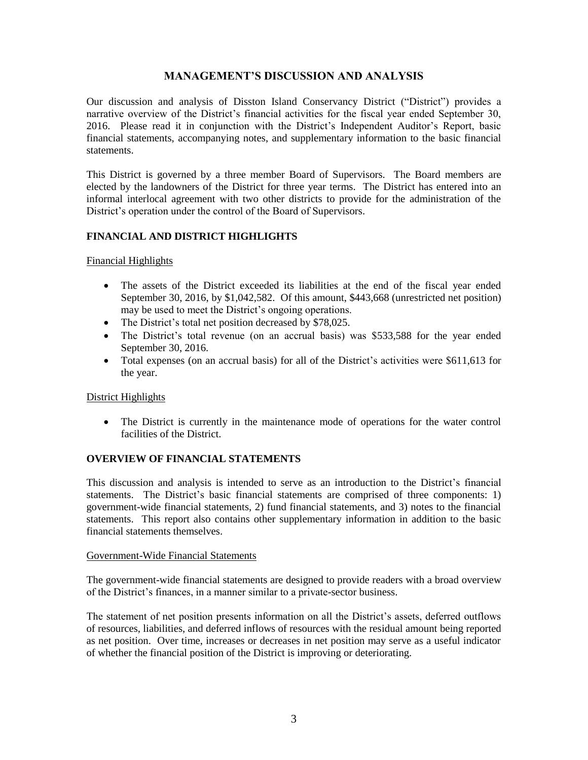# MANAGEMENT'S DISCUSSION AND ANALYSIS

Our discussion and analysis of Disston Island Conservancy District ("District") provides a narrative overview of the District's financial activities for the fiscal year ended September 30, 2016. Please read it in conjunction with the District's Independent Auditor's Report, basic financial statements, accompanying notes, and supplementary information to the basic financial statements.

This District is governed by a three member Board of Supervisors. The Board members are elected by the landowners of the District for three year terms. The District has entered into an informal interlocal agreement with two other districts to provide for the administration of the District's operation under the control of the Board of Supervisors.

## FINANCIAL AND DISTRICT HIGHLIGHTS

### Financial Highlights

- The assets of the District exceeded its liabilities at the end of the fiscal year ended September 30, 2016, by $1,042,582. Of this amount, $443,668 (unrestricted net position) may be used to meet the District's ongoing operations.
- The District's total net position decreased by $78,025.
- The District's total revenue (on an accrual basis) was $533,588 for the year ended September 30, 2016.
- Total expenses (on an accrual basis) for all of the District's activities were $611,613 for the year.

### District Highlights

- The District is currently in the maintenance mode of operations for the water control facilities of the District.

## OVERVIEW OF FINANCIAL STATEMENTS

This discussion and analysis is intended to serve as an introduction to the District's financial statements. The District's basic financial statements are comprised of three components: 1) government-wide financial statements, 2) fund financial statements, and 3) notes to the financial statements. This report also contains other supplementary information in addition to the basic financial statements themselves.

### Government-Wide Financial Statements

The government-wide financial statements are designed to provide readers with a broad overview of the District's finances, in a manner similar to a private-sector business.

The statement of net position presents information on all the District's assets, deferred outflows of resources, liabilities, and deferred inflows of resources with the residual amount being reported as net position. Over time, increases or decreases in net position may serve as a useful indicator of whether the financial position of the District is improving or deteriorating.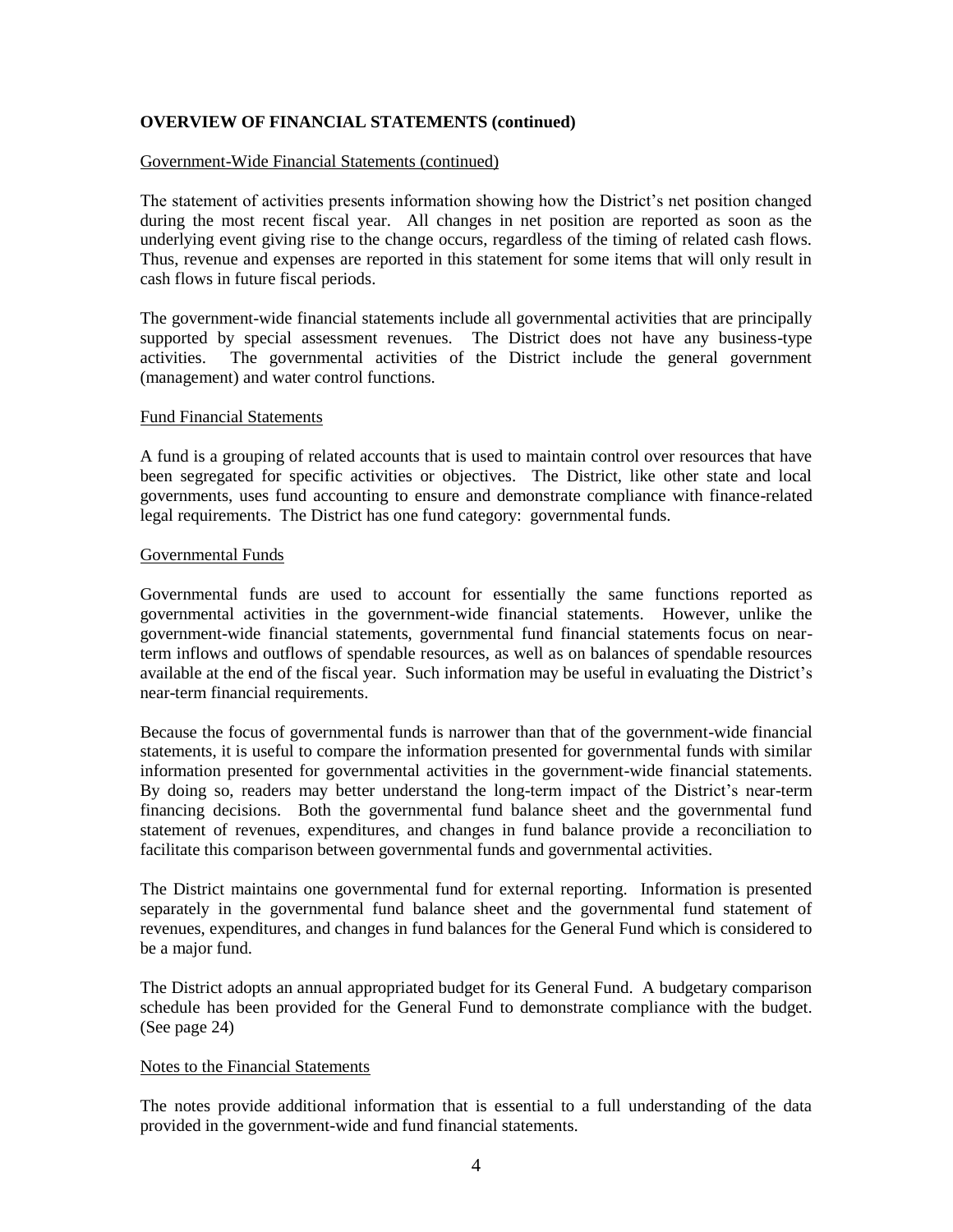**OVERVIEW OF FINANCIAL STATEMENTS (continued)**

Government-Wide Financial Statements (continued)

The statement of activities presents information showing how the District's net position changed during the most recent fiscal year. All changes in net position are reported as soon as the underlying event giving rise to the change occurs, regardless of the timing of related cash flows. Thus, revenue and expenses are reported in this statement for some items that will only result in cash flows in future fiscal periods.

The government-wide financial statements include all governmental activities that are principally supported by special assessment revenues. The District does not have any business-type activities. The governmental activities of the District include the general government (management) and water control functions.

Fund Financial Statements

A fund is a grouping of related accounts that is used to maintain control over resources that have been segregated for specific activities or objectives. The District, like other state and local governments, uses fund accounting to ensure and demonstrate compliance with finance-related legal requirements. The District has one fund category: governmental funds.

Governmental Funds

Governmental funds are used to account for essentially the same functions reported as governmental activities in the government-wide financial statements. However, unlike the government-wide financial statements, governmental fund financial statements focus on near-term inflows and outflows of spendable resources, as well as on balances of spendable resources available at the end of the fiscal year. Such information may be useful in evaluating the District's near-term financial requirements.

Because the focus of governmental funds is narrower than that of the government-wide financial statements, it is useful to compare the information presented for governmental funds with similar information presented for governmental activities in the government-wide financial statements. By doing so, readers may better understand the long-term impact of the District's near-term financing decisions. Both the governmental fund balance sheet and the governmental fund statement of revenues, expenditures, and changes in fund balance provide a reconciliation to facilitate this comparison between governmental funds and governmental activities.

The District maintains one governmental fund for external reporting. Information is presented separately in the governmental fund balance sheet and the governmental fund statement of revenues, expenditures, and changes in fund balances for the General Fund which is considered to be a major fund.

The District adopts an annual appropriated budget for its General Fund. A budgetary comparison schedule has been provided for the General Fund to demonstrate compliance with the budget. (See page 24)

Notes to the Financial Statements

The notes provide additional information that is essential to a full understanding of the data provided in the government-wide and fund financial statements.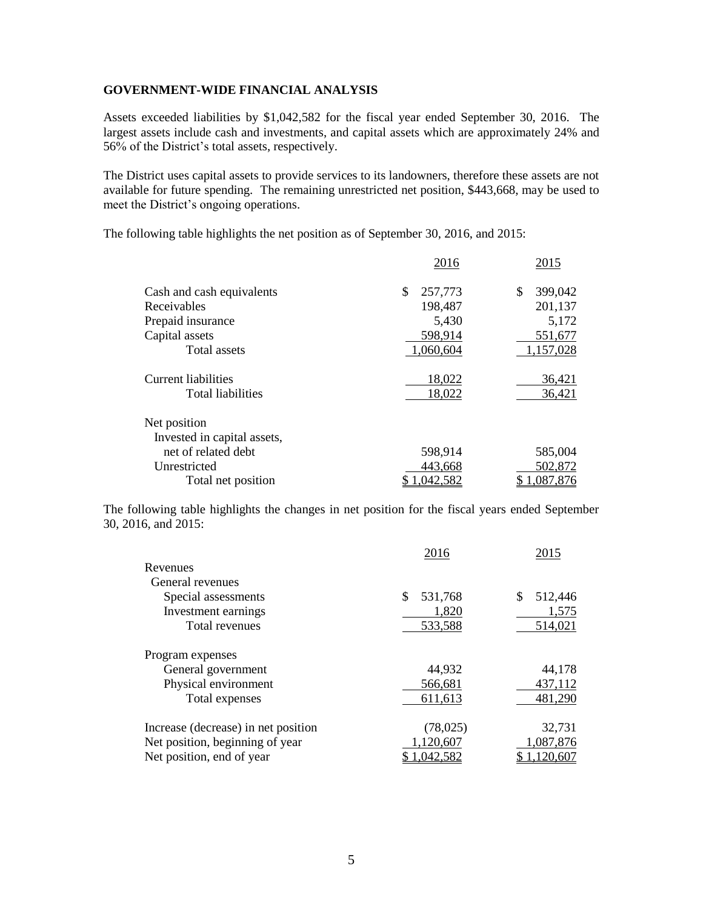**GOVERNMENT-WIDE FINANCIAL ANALYSIS**

Assets exceeded liabilities by $1,042,582 for the fiscal year ended September 30, 2016. The largest assets include cash and investments, and capital assets which are approximately 24% and 56% of the District's total assets, respectively.

The District uses capital assets to provide services to its landowners, therefore these assets are not available for future spending. The remaining unrestricted net position, $443,668, may be used to meet the District's ongoing operations.

The following table highlights the net position as of September 30, 2016, and 2015:

| | 2016 | 2015 |
|---|---|---|
| Cash and cash equivalents | $ 257,773 | $ 399,042 |
| Receivables | 198,487 | 201,137 |
| Prepaid insurance | 5,430 | 5,172 |
| Capital assets | 598,914 | 551,677 |
| Total assets | 1,060,604 | 1,157,028 |
| Current liabilities | 18,022 | 36,421 |
| Total liabilities | 18,022 | 36,421 |
| Net position | | |
| Invested in capital assets, net of related debt | 598,914 | 585,004 |
| Unrestricted | 443,668 | 502,872 |
| Total net position | $ 1,042,582 | $ 1,087,876 |

The following table highlights the changes in net position for the fiscal years ended September 30, 2016, and 2015:

| | 2016 | 2015 |
|---|---|---|
| Revenues | | |
| General revenues | | |
| Special assessments | $ 531,768 | $ 512,446 |
| Investment earnings | 1,820 | 1,575 |
| Total revenues | 533,588 | 514,021 |
| Program expenses | | |
| General government | 44,932 | 44,178 |
| Physical environment | 566,681 | 437,112 |
| Total expenses | 611,613 | 481,290 |
| Increase (decrease) in net position | (78,025) | 32,731 |
| Net position, beginning of year | 1,120,607 | 1,087,876 |
| Net position, end of year | $ 1,042,582 | $ 1,120,607 |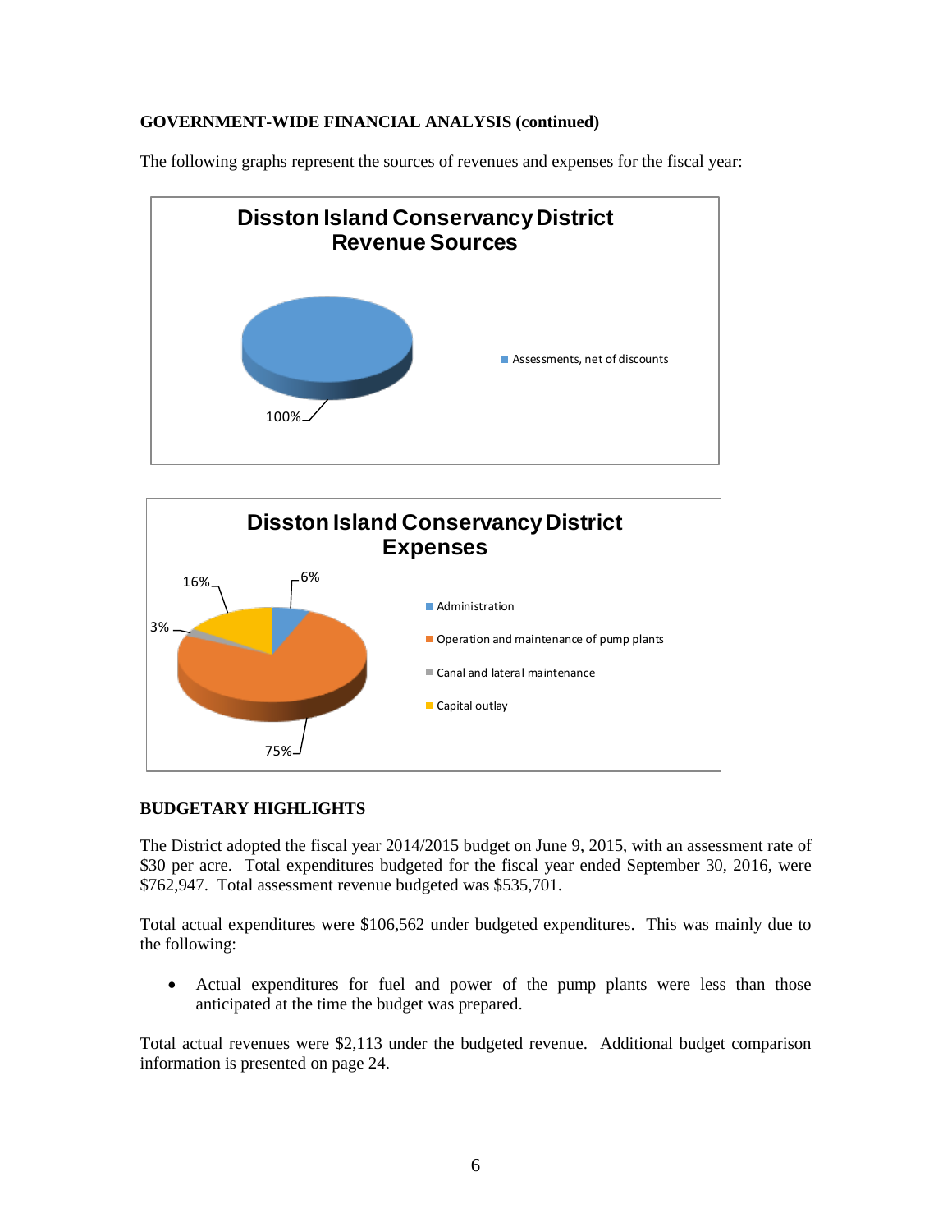**GOVERNMENT-WIDE FINANCIAL ANALYSIS (continued)**

The following graphs represent the sources of revenues and expenses for the fiscal year:

**Disston Island Conservancy District Revenue Sources**

- Assessments, net of discounts: 100%

**Disston Island Conservancy District Expenses**

- Administration: 6%
- Operation and maintenance of pump plants: 75%
- Canal and lateral maintenance: 3%
- Capital outlay: 16%

**BUDGETARY HIGHLIGHTS**

The District adopted the fiscal year 2014/2015 budget on June 9, 2015, with an assessment rate of $30 per acre. Total expenditures budgeted for the fiscal year ended September 30, 2016, were $762,947. Total assessment revenue budgeted was $535,701.

Total actual expenditures were $106,562 under budgeted expenditures. This was mainly due to the following:

- Actual expenditures for fuel and power of the pump plants were less than those anticipated at the time the budget was prepared.

Total actual revenues were $2,113 under the budgeted revenue. Additional budget comparison information is presented on page 24.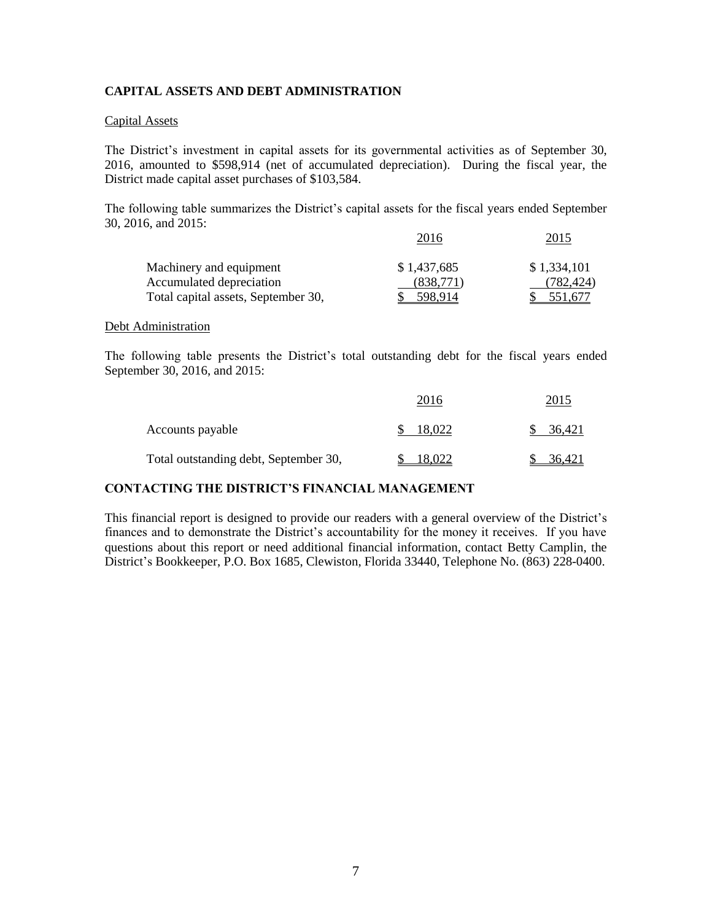## CAPITAL ASSETS AND DEBT ADMINISTRATION

### Capital Assets

The District's investment in capital assets for its governmental activities as of September 30, 2016, amounted to $598,914 (net of accumulated depreciation). During the fiscal year, the District made capital asset purchases of $103,584.

The following table summarizes the District's capital assets for the fiscal years ended September 30, 2016, and 2015:

| | 2016 | 2015 |
|---|---|---|
| Machinery and equipment | $ 1,437,685 | $ 1,334,101 |
| Accumulated depreciation | (838,771) | (782,424) |
| Total capital assets, September 30, | $ 598,914 | $ 551,677 |

### Debt Administration

The following table presents the District's total outstanding debt for the fiscal years ended September 30, 2016, and 2015:

| | 2016 | 2015 |
|---|---|---|
| Accounts payable | $ 18,022 | $ 36,421 |
| Total outstanding debt, September 30, | $ 18,022 | $ 36,421 |

## CONTACTING THE DISTRICT'S FINANCIAL MANAGEMENT

This financial report is designed to provide our readers with a general overview of the District's finances and to demonstrate the District's accountability for the money it receives. If you have questions about this report or need additional financial information, contact Betty Camplin, the District's Bookkeeper, P.O. Box 1685, Clewiston, Florida 33440, Telephone No. (863) 228-0400.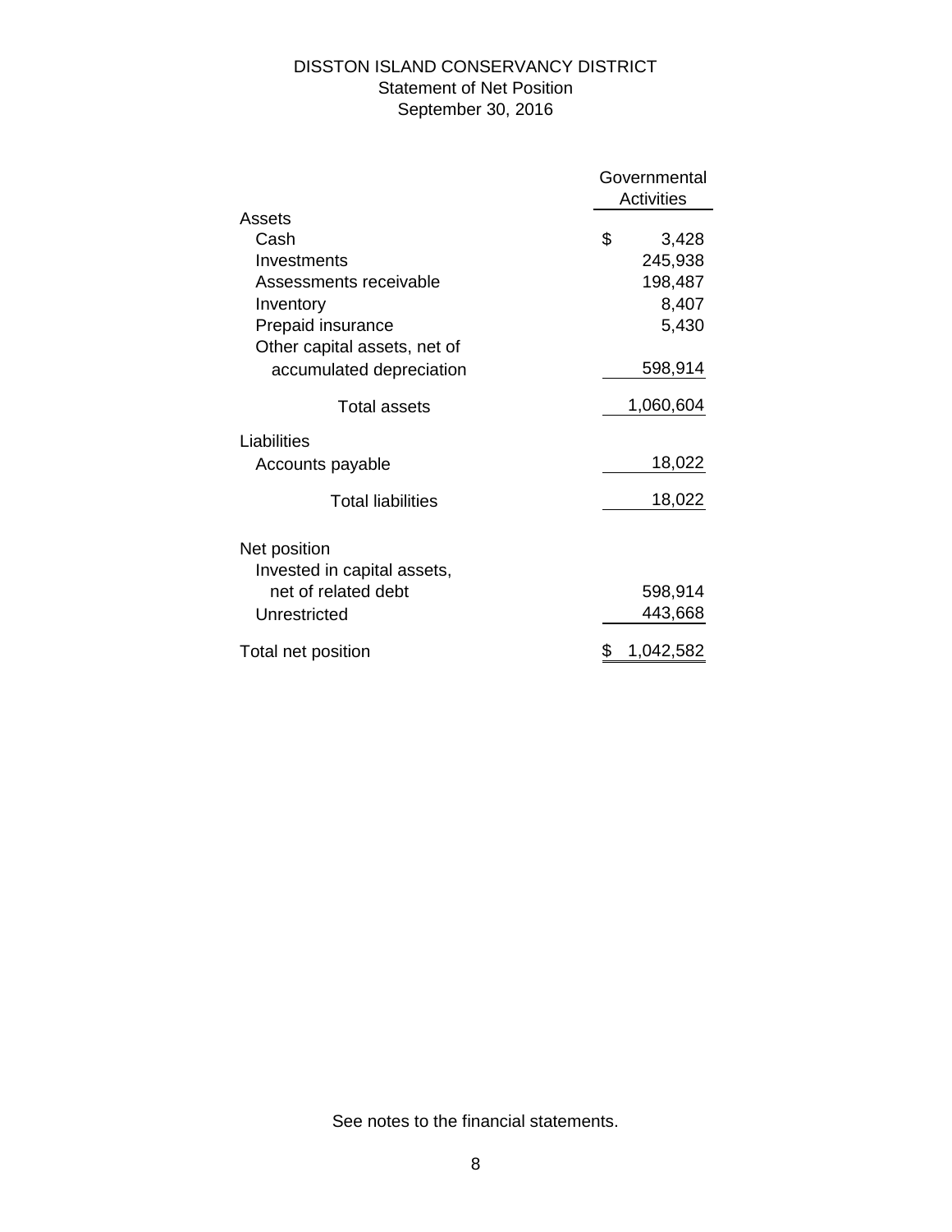# DISSTON ISLAND CONSERVANCY DISTRICT

## Statement of Net Position

## September 30, 2016

| | Governmental Activities |
|---|---|
| **Assets** | |
| Cash | $ 3,428 |
| Investments | 245,938 |
| Assessments receivable | 198,487 |
| Inventory | 8,407 |
| Prepaid insurance | 5,430 |
| Other capital assets, net of accumulated depreciation | 598,914 |
| Total assets | 1,060,604 |
| **Liabilities** | |
| Accounts payable | 18,022 |
| Total liabilities | 18,022 |
| **Net position** | |
| Invested in capital assets, net of related debt | 598,914 |
| Unrestricted | 443,668 |
| Total net position | $ 1,042,582 |

See notes to the financial statements.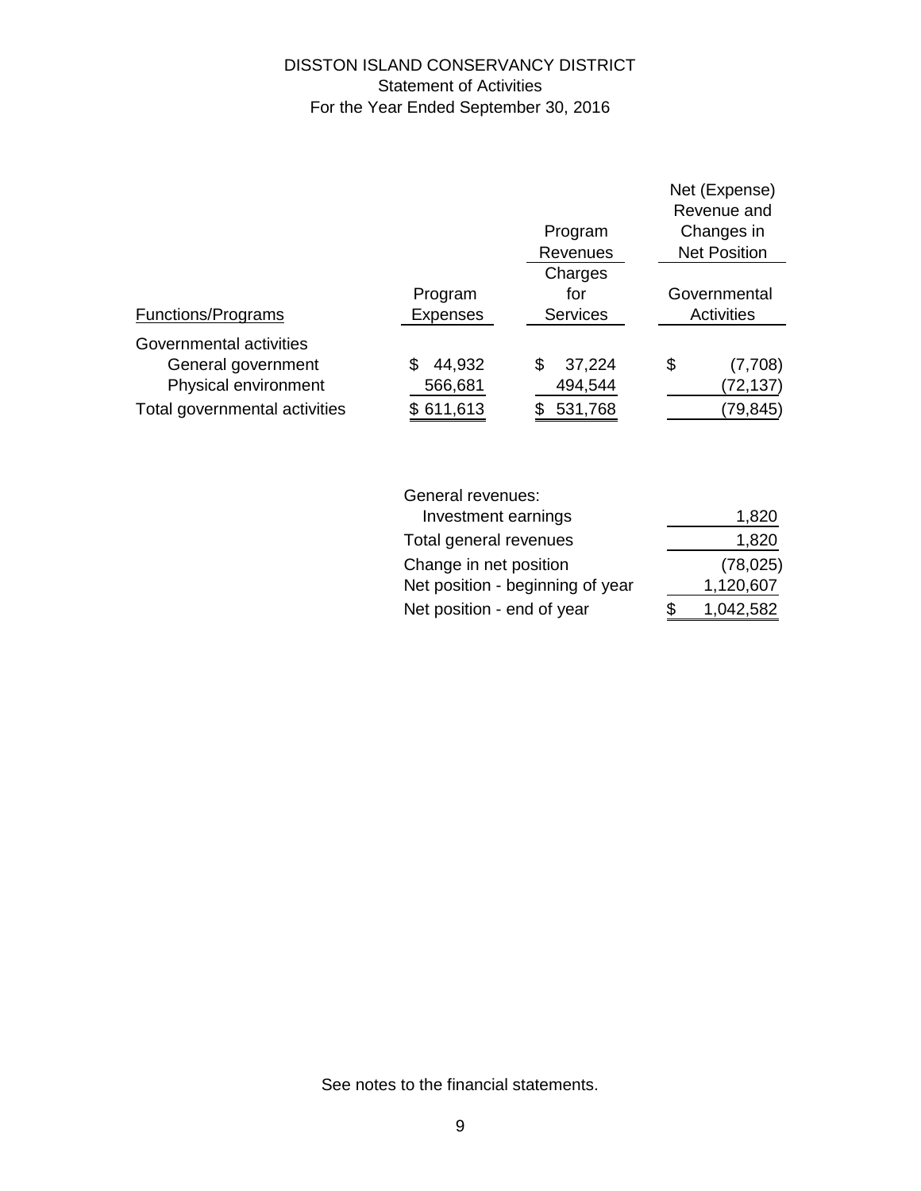# DISSTON ISLAND CONSERVANCY DISTRICT

## Statement of Activities

### For the Year Ended September 30, 2016

| Functions/Programs | Program Expenses | Program Revenues: Charges for Services | Net (Expense) Revenue and Changes in Net Position: Governmental Activities |
|---|---|---|---|
| Governmental activities | | | |
| General government | $ 44,932 | $ 37,224 | $ (7,708) |
| Physical environment | 566,681 | 494,544 | (72,137) |
| Total governmental activities | $ 611,613 | $ 531,768 | (79,845) |

| | |
|---|---|
| General revenues: | |
| Investment earnings | 1,820 |
| Total general revenues | 1,820 |
| Change in net position | (78,025) |
| Net position - beginning of year | 1,120,607 |
| Net position - end of year | $ 1,042,582 |

See notes to the financial statements.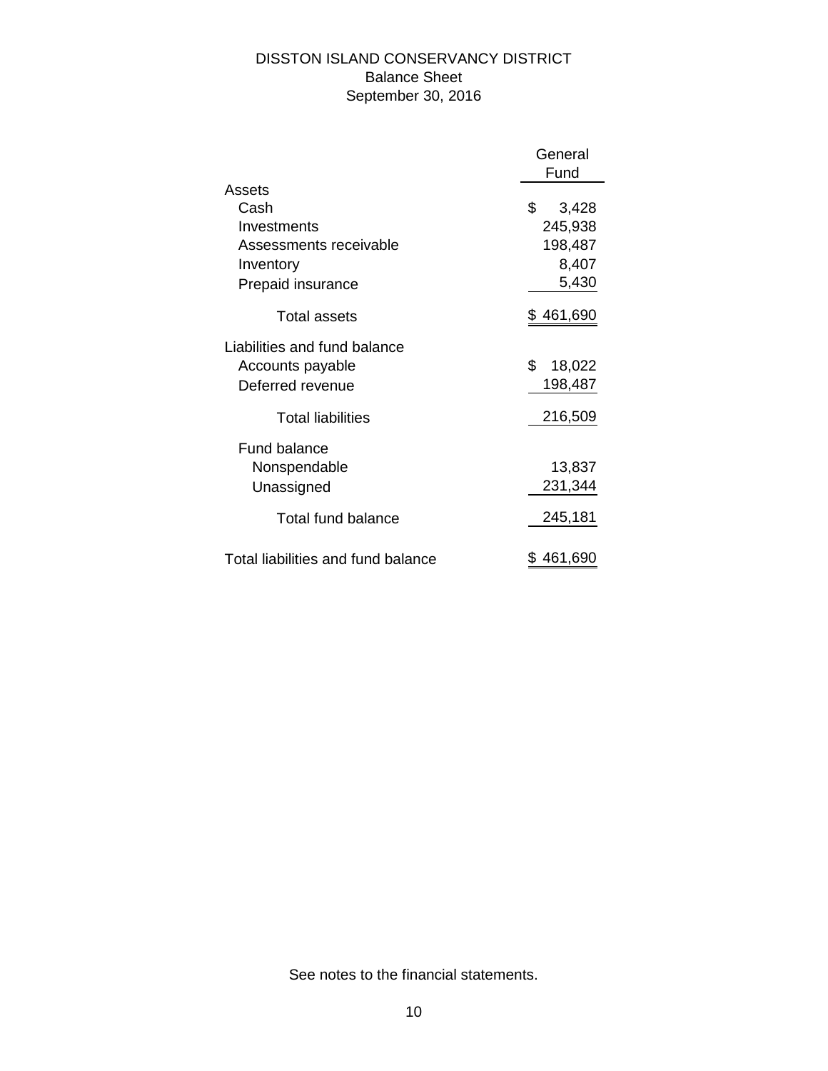# DISSTON ISLAND CONSERVANCY DISTRICT

## Balance Sheet

### September 30, 2016

| | General Fund |
|---|---|
| **Assets** | |
| Cash | $ 3,428 |
| Investments | 245,938 |
| Assessments receivable | 198,487 |
| Inventory | 8,407 |
| Prepaid insurance | 5,430 |
| Total assets | $ 461,690 |
| **Liabilities and fund balance** | |
| Accounts payable | $ 18,022 |
| Deferred revenue | 198,487 |
| Total liabilities | 216,509 |
| Fund balance | |
| Nonspendable | 13,837 |
| Unassigned | 231,344 |
| Total fund balance | 245,181 |
| Total liabilities and fund balance | $ 461,690 |

See notes to the financial statements.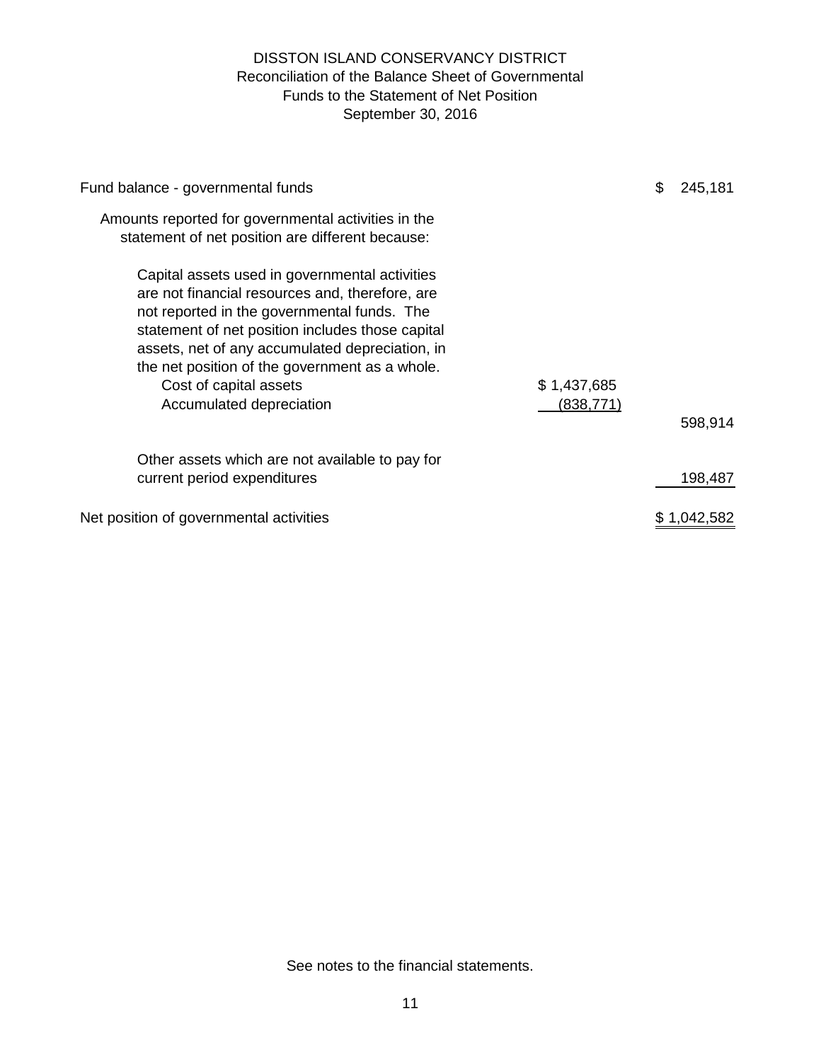# DISSTON ISLAND CONSERVANCY DISTRICT
## Reconciliation of the Balance Sheet of Governmental Funds to the Statement of Net Position
### September 30, 2016

| | | |
|---|---|---|
| Fund balance - governmental funds | | $ 245,181 |
| Amounts reported for governmental activities in the statement of net position are different because: | | |
| Capital assets used in governmental activities are not financial resources and, therefore, are not reported in the governmental funds. The statement of net position includes those capital assets, net of any accumulated depreciation, in the net position of the government as a whole. | | |
| Cost of capital assets | $ 1,437,685 | |
| Accumulated depreciation | (838,771) | |
| | | 598,914 |
| Other assets which are not available to pay for current period expenditures | | 198,487 |
| Net position of governmental activities | | $ 1,042,582 |

See notes to the financial statements.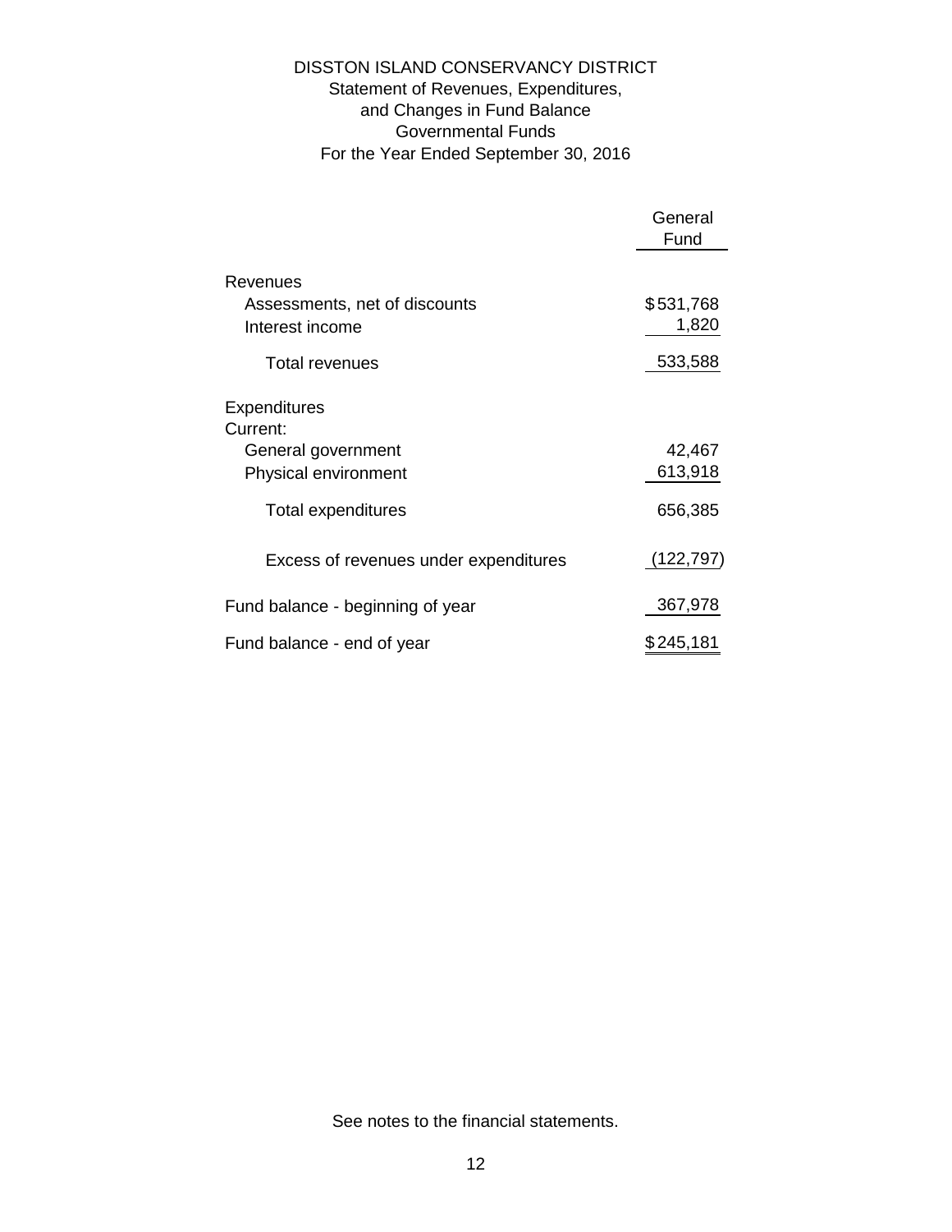# DISSTON ISLAND CONSERVANCY DISTRICT

## Statement of Revenues, Expenditures, and Changes in Fund Balance
## Governmental Funds
## For the Year Ended September 30, 2016

| | General Fund |
|---|---|
| **Revenues** | |
| Assessments, net of discounts | $531,768 |
| Interest income | 1,820 |
| Total revenues | 533,588 |
| **Expenditures** | |
| Current: | |
| General government | 42,467 |
| Physical environment | 613,918 |
| Total expenditures | 656,385 |
| Excess of revenues under expenditures | (122,797) |
| Fund balance - beginning of year | 367,978 |
| Fund balance - end of year | $245,181 |

See notes to the financial statements.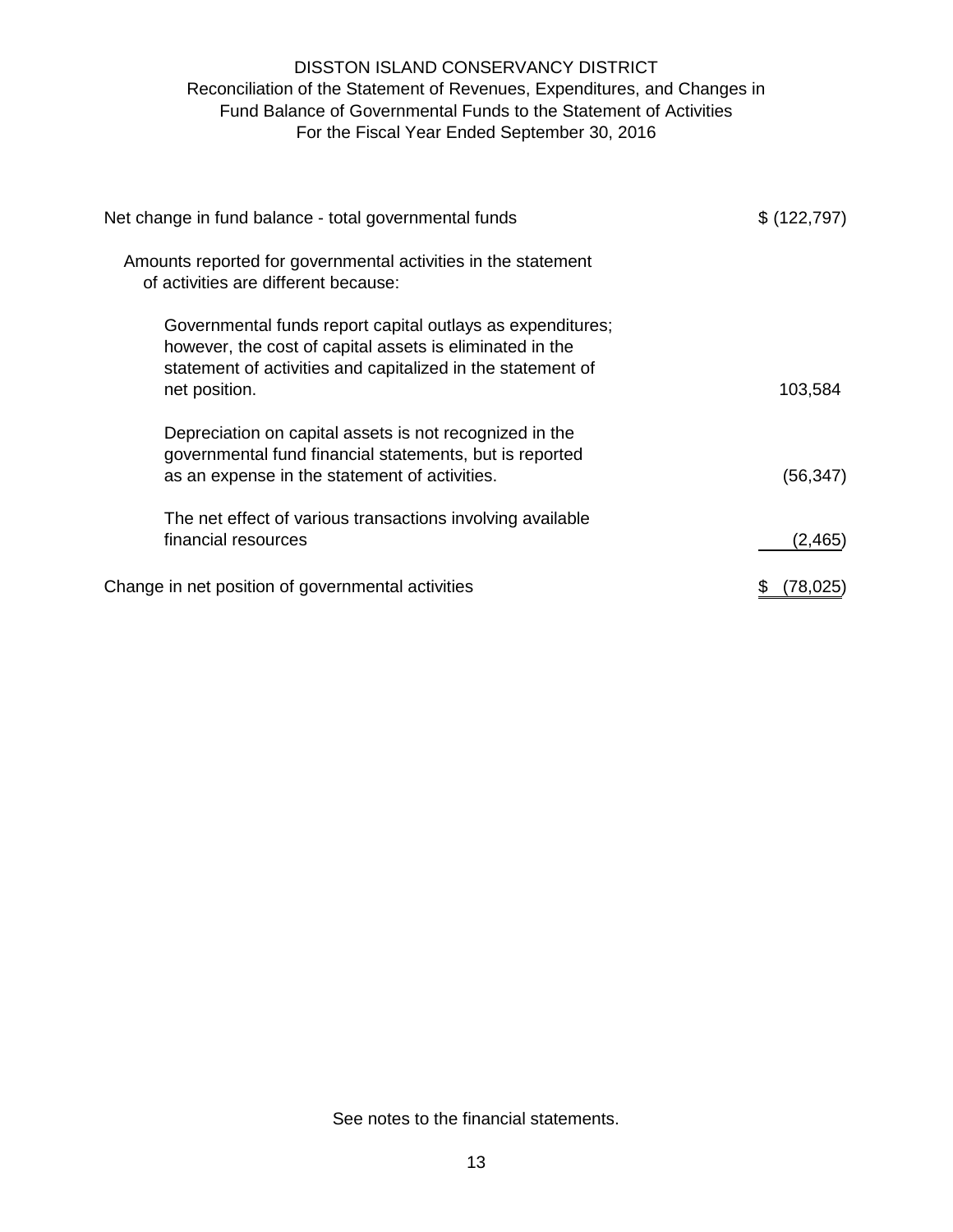# DISSTON ISLAND CONSERVANCY DISTRICT

## Reconciliation of the Statement of Revenues, Expenditures, and Changes in Fund Balance of Governmental Funds to the Statement of Activities

### For the Fiscal Year Ended September 30, 2016

| | |
|---|---|
| Net change in fund balance - total governmental funds | $ (122,797) |
| Amounts reported for governmental activities in the statement of activities are different because: | |
| Governmental funds report capital outlays as expenditures; however, the cost of capital assets is eliminated in the statement of activities and capitalized in the statement of net position. | 103,584 |
| Depreciation on capital assets is not recognized in the governmental fund financial statements, but is reported as an expense in the statement of activities. | (56,347) |
| The net effect of various transactions involving available financial resources | (2,465) |
| Change in net position of governmental activities | $ (78,025) |

See notes to the financial statements.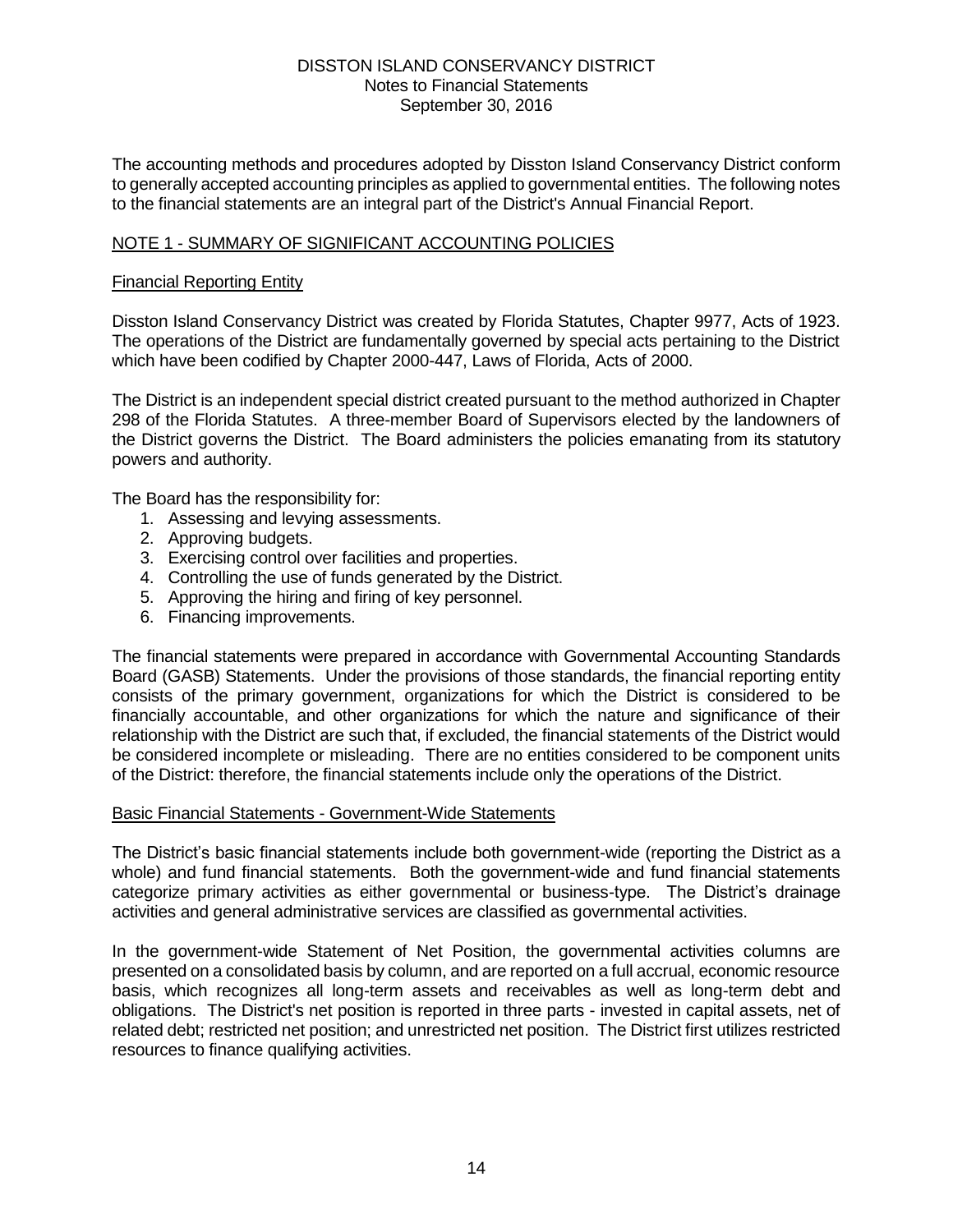The accounting methods and procedures adopted by Disston Island Conservancy District conform to generally accepted accounting principles as applied to governmental entities. The following notes to the financial statements are an integral part of the District's Annual Financial Report.

## NOTE 1 - SUMMARY OF SIGNIFICANT ACCOUNTING POLICIES

### Financial Reporting Entity

Disston Island Conservancy District was created by Florida Statutes, Chapter 9977, Acts of 1923. The operations of the District are fundamentally governed by special acts pertaining to the District which have been codified by Chapter 2000-447, Laws of Florida, Acts of 2000.

The District is an independent special district created pursuant to the method authorized in Chapter 298 of the Florida Statutes. A three-member Board of Supervisors elected by the landowners of the District governs the District. The Board administers the policies emanating from its statutory powers and authority.

The Board has the responsibility for:

1. Assessing and levying assessments.
2. Approving budgets.
3. Exercising control over facilities and properties.
4. Controlling the use of funds generated by the District.
5. Approving the hiring and firing of key personnel.
6. Financing improvements.

The financial statements were prepared in accordance with Governmental Accounting Standards Board (GASB) Statements. Under the provisions of those standards, the financial reporting entity consists of the primary government, organizations for which the District is considered to be financially accountable, and other organizations for which the nature and significance of their relationship with the District are such that, if excluded, the financial statements of the District would be considered incomplete or misleading. There are no entities considered to be component units of the District: therefore, the financial statements include only the operations of the District.

### Basic Financial Statements - Government-Wide Statements

The District's basic financial statements include both government-wide (reporting the District as a whole) and fund financial statements. Both the government-wide and fund financial statements categorize primary activities as either governmental or business-type. The District's drainage activities and general administrative services are classified as governmental activities.

In the government-wide Statement of Net Position, the governmental activities columns are presented on a consolidated basis by column, and are reported on a full accrual, economic resource basis, which recognizes all long-term assets and receivables as well as long-term debt and obligations. The District's net position is reported in three parts - invested in capital assets, net of related debt; restricted net position; and unrestricted net position. The District first utilizes restricted resources to finance qualifying activities.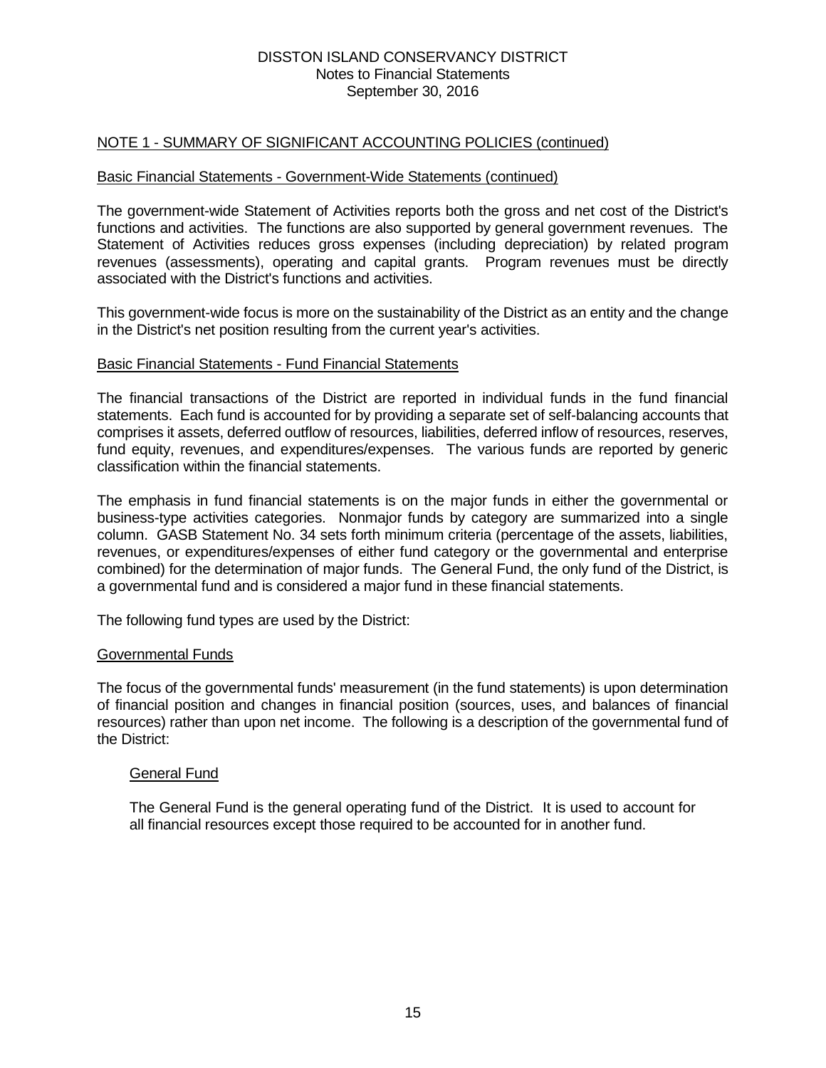## NOTE 1 - SUMMARY OF SIGNIFICANT ACCOUNTING POLICIES (continued)

### Basic Financial Statements - Government-Wide Statements (continued)

The government-wide Statement of Activities reports both the gross and net cost of the District's functions and activities. The functions are also supported by general government revenues. The Statement of Activities reduces gross expenses (including depreciation) by related program revenues (assessments), operating and capital grants. Program revenues must be directly associated with the District's functions and activities.

This government-wide focus is more on the sustainability of the District as an entity and the change in the District's net position resulting from the current year's activities.

### Basic Financial Statements - Fund Financial Statements

The financial transactions of the District are reported in individual funds in the fund financial statements. Each fund is accounted for by providing a separate set of self-balancing accounts that comprises it assets, deferred outflow of resources, liabilities, deferred inflow of resources, reserves, fund equity, revenues, and expenditures/expenses. The various funds are reported by generic classification within the financial statements.

The emphasis in fund financial statements is on the major funds in either the governmental or business-type activities categories. Nonmajor funds by category are summarized into a single column. GASB Statement No. 34 sets forth minimum criteria (percentage of the assets, liabilities, revenues, or expenditures/expenses of either fund category or the governmental and enterprise combined) for the determination of major funds. The General Fund, the only fund of the District, is a governmental fund and is considered a major fund in these financial statements.

The following fund types are used by the District:

### Governmental Funds

The focus of the governmental funds' measurement (in the fund statements) is upon determination of financial position and changes in financial position (sources, uses, and balances of financial resources) rather than upon net income. The following is a description of the governmental fund of the District:

#### General Fund

The General Fund is the general operating fund of the District. It is used to account for all financial resources except those required to be accounted for in another fund.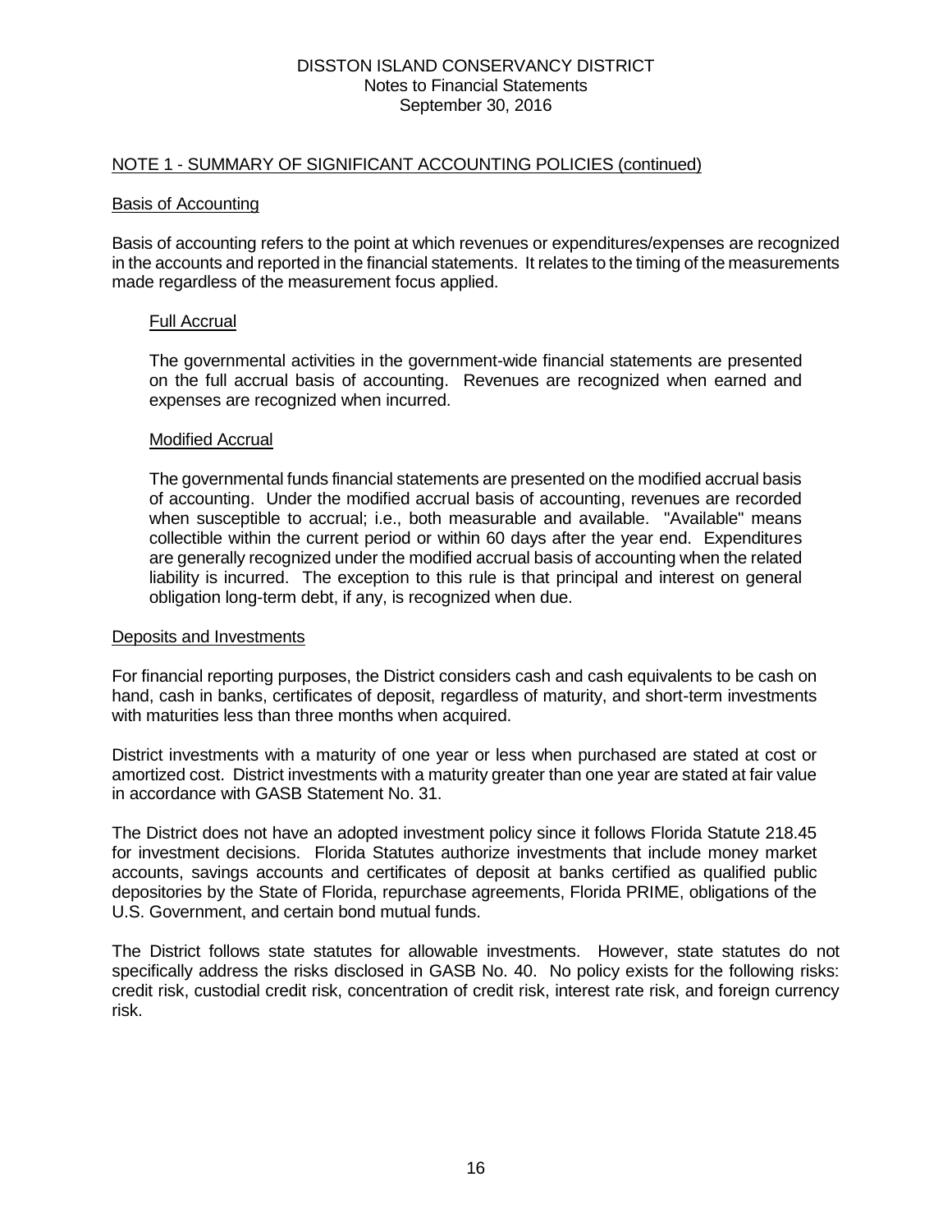## NOTE 1 - SUMMARY OF SIGNIFICANT ACCOUNTING POLICIES (continued)

### Basis of Accounting

Basis of accounting refers to the point at which revenues or expenditures/expenses are recognized in the accounts and reported in the financial statements. It relates to the timing of the measurements made regardless of the measurement focus applied.

#### Full Accrual

The governmental activities in the government-wide financial statements are presented on the full accrual basis of accounting. Revenues are recognized when earned and expenses are recognized when incurred.

#### Modified Accrual

The governmental funds financial statements are presented on the modified accrual basis of accounting. Under the modified accrual basis of accounting, revenues are recorded when susceptible to accrual; i.e., both measurable and available. "Available" means collectible within the current period or within 60 days after the year end. Expenditures are generally recognized under the modified accrual basis of accounting when the related liability is incurred. The exception to this rule is that principal and interest on general obligation long-term debt, if any, is recognized when due.

### Deposits and Investments

For financial reporting purposes, the District considers cash and cash equivalents to be cash on hand, cash in banks, certificates of deposit, regardless of maturity, and short-term investments with maturities less than three months when acquired.

District investments with a maturity of one year or less when purchased are stated at cost or amortized cost. District investments with a maturity greater than one year are stated at fair value in accordance with GASB Statement No. 31.

The District does not have an adopted investment policy since it follows Florida Statute 218.45 for investment decisions. Florida Statutes authorize investments that include money market accounts, savings accounts and certificates of deposit at banks certified as qualified public depositories by the State of Florida, repurchase agreements, Florida PRIME, obligations of the U.S. Government, and certain bond mutual funds.

The District follows state statutes for allowable investments. However, state statutes do not specifically address the risks disclosed in GASB No. 40. No policy exists for the following risks: credit risk, custodial credit risk, concentration of credit risk, interest rate risk, and foreign currency risk.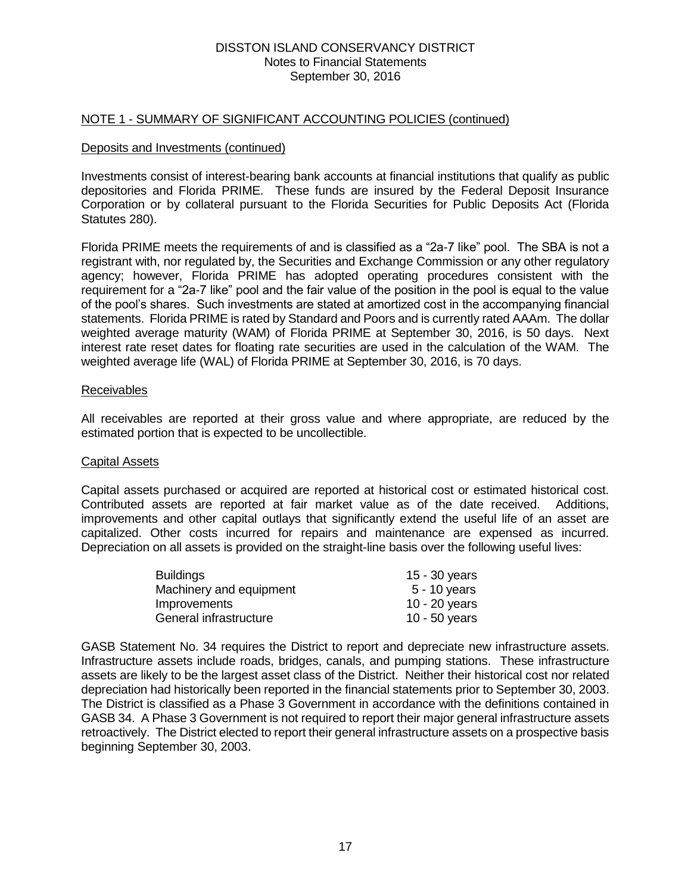DISSTON ISLAND CONSERVANCY DISTRICT
Notes to Financial Statements
September 30, 2016

## NOTE 1 - SUMMARY OF SIGNIFICANT ACCOUNTING POLICIES (continued)

### Deposits and Investments (continued)

Investments consist of interest-bearing bank accounts at financial institutions that qualify as public depositories and Florida PRIME. These funds are insured by the Federal Deposit Insurance Corporation or by collateral pursuant to the Florida Securities for Public Deposits Act (Florida Statutes 280).

Florida PRIME meets the requirements of and is classified as a "2a-7 like" pool. The SBA is not a registrant with, nor regulated by, the Securities and Exchange Commission or any other regulatory agency; however, Florida PRIME has adopted operating procedures consistent with the requirement for a "2a-7 like" pool and the fair value of the position in the pool is equal to the value of the pool's shares. Such investments are stated at amortized cost in the accompanying financial statements. Florida PRIME is rated by Standard and Poors and is currently rated AAAm. The dollar weighted average maturity (WAM) of Florida PRIME at September 30, 2016, is 50 days. Next interest rate reset dates for floating rate securities are used in the calculation of the WAM. The weighted average life (WAL) of Florida PRIME at September 30, 2016, is 70 days.

### Receivables

All receivables are reported at their gross value and where appropriate, are reduced by the estimated portion that is expected to be uncollectible.

### Capital Assets

Capital assets purchased or acquired are reported at historical cost or estimated historical cost. Contributed assets are reported at fair market value as of the date received. Additions, improvements and other capital outlays that significantly extend the useful life of an asset are capitalized. Other costs incurred for repairs and maintenance are expensed as incurred. Depreciation on all assets is provided on the straight-line basis over the following useful lives:

| | |
|---|---|
| Buildings | 15 - 30 years |
| Machinery and equipment | 5 - 10 years |
| Improvements | 10 - 20 years |
| General infrastructure | 10 - 50 years |

GASB Statement No. 34 requires the District to report and depreciate new infrastructure assets. Infrastructure assets include roads, bridges, canals, and pumping stations. These infrastructure assets are likely to be the largest asset class of the District. Neither their historical cost nor related depreciation had historically been reported in the financial statements prior to September 30, 2003. The District is classified as a Phase 3 Government in accordance with the definitions contained in GASB 34. A Phase 3 Government is not required to report their major general infrastructure assets retroactively. The District elected to report their general infrastructure assets on a prospective basis beginning September 30, 2003.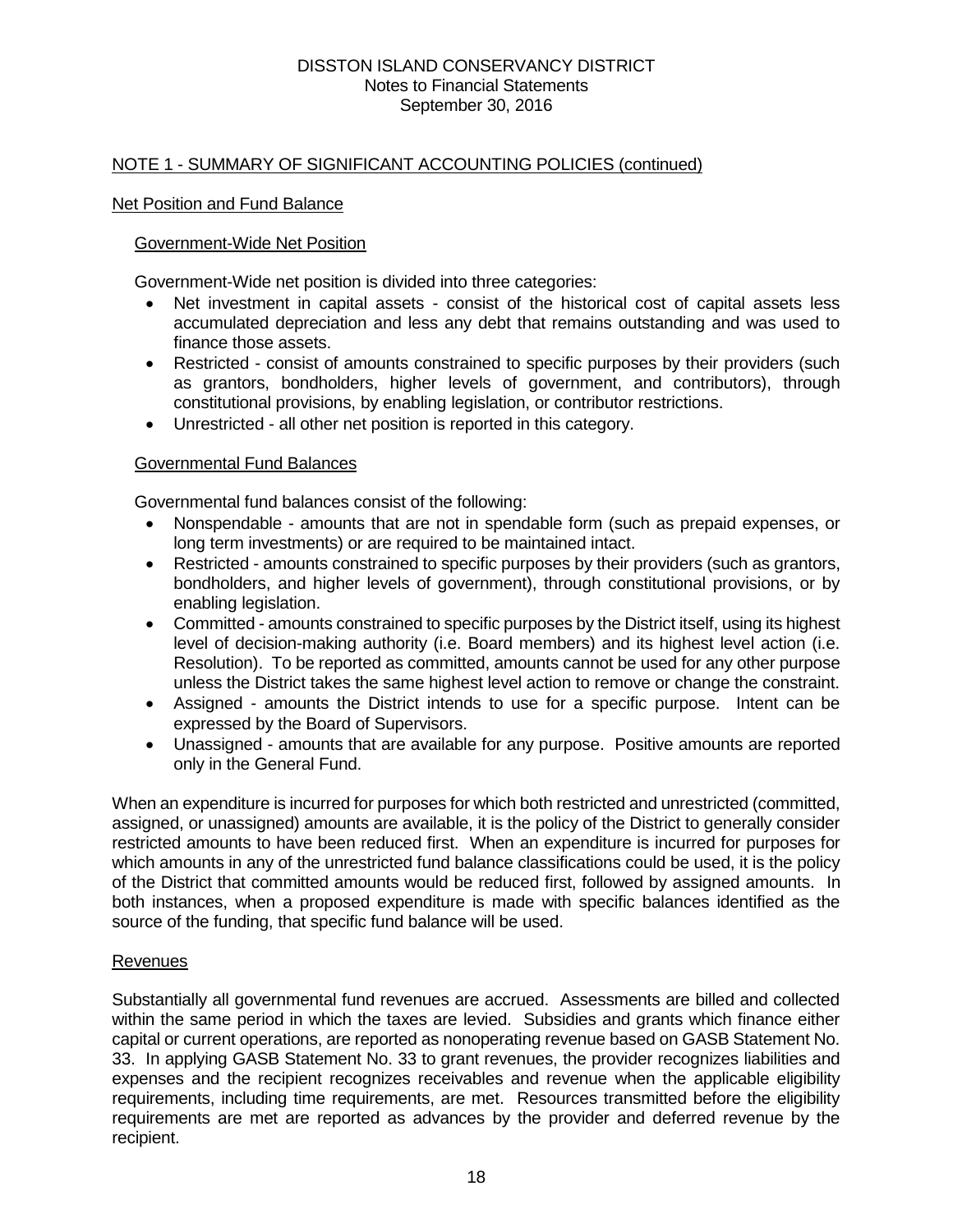DISSTON ISLAND CONSERVANCY DISTRICT
Notes to Financial Statements
September 30, 2016

## NOTE 1 - SUMMARY OF SIGNIFICANT ACCOUNTING POLICIES (continued)

### Net Position and Fund Balance

#### Government-Wide Net Position

Government-Wide net position is divided into three categories:

- Net investment in capital assets - consist of the historical cost of capital assets less accumulated depreciation and less any debt that remains outstanding and was used to finance those assets.
- Restricted - consist of amounts constrained to specific purposes by their providers (such as grantors, bondholders, higher levels of government, and contributors), through constitutional provisions, by enabling legislation, or contributor restrictions.
- Unrestricted - all other net position is reported in this category.

#### Governmental Fund Balances

Governmental fund balances consist of the following:

- Nonspendable - amounts that are not in spendable form (such as prepaid expenses, or long term investments) or are required to be maintained intact.
- Restricted - amounts constrained to specific purposes by their providers (such as grantors, bondholders, and higher levels of government), through constitutional provisions, or by enabling legislation.
- Committed - amounts constrained to specific purposes by the District itself, using its highest level of decision-making authority (i.e. Board members) and its highest level action (i.e. Resolution). To be reported as committed, amounts cannot be used for any other purpose unless the District takes the same highest level action to remove or change the constraint.
- Assigned - amounts the District intends to use for a specific purpose. Intent can be expressed by the Board of Supervisors.
- Unassigned - amounts that are available for any purpose. Positive amounts are reported only in the General Fund.

When an expenditure is incurred for purposes for which both restricted and unrestricted (committed, assigned, or unassigned) amounts are available, it is the policy of the District to generally consider restricted amounts to have been reduced first. When an expenditure is incurred for purposes for which amounts in any of the unrestricted fund balance classifications could be used, it is the policy of the District that committed amounts would be reduced first, followed by assigned amounts. In both instances, when a proposed expenditure is made with specific balances identified as the source of the funding, that specific fund balance will be used.

### Revenues

Substantially all governmental fund revenues are accrued. Assessments are billed and collected within the same period in which the taxes are levied. Subsidies and grants which finance either capital or current operations, are reported as nonoperating revenue based on GASB Statement No. 33. In applying GASB Statement No. 33 to grant revenues, the provider recognizes liabilities and expenses and the recipient recognizes receivables and revenue when the applicable eligibility requirements, including time requirements, are met. Resources transmitted before the eligibility requirements are met are reported as advances by the provider and deferred revenue by the recipient.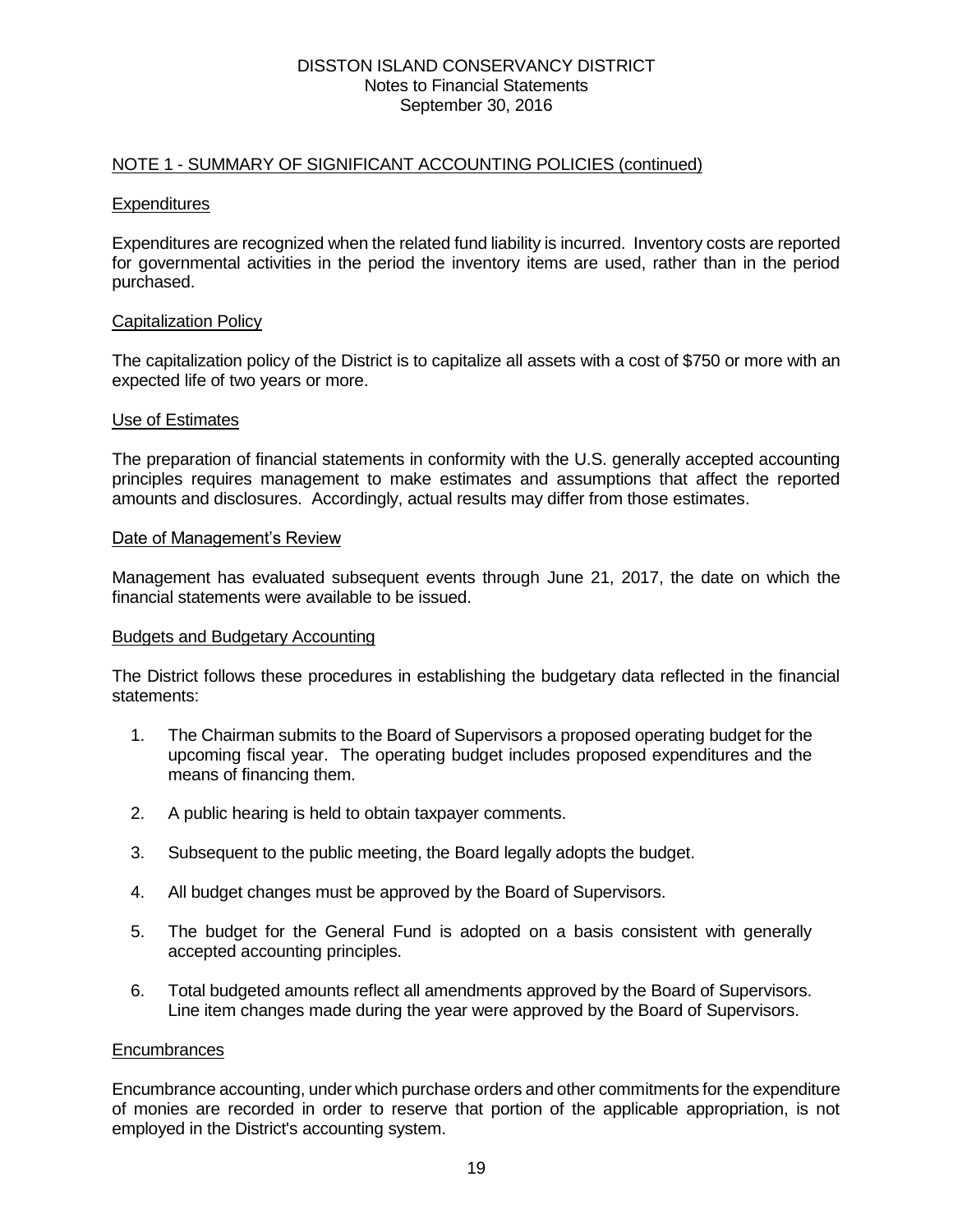## NOTE 1 - SUMMARY OF SIGNIFICANT ACCOUNTING POLICIES (continued)

### Expenditures

Expenditures are recognized when the related fund liability is incurred. Inventory costs are reported for governmental activities in the period the inventory items are used, rather than in the period purchased.

### Capitalization Policy

The capitalization policy of the District is to capitalize all assets with a cost of $750 or more with an expected life of two years or more.

### Use of Estimates

The preparation of financial statements in conformity with the U.S. generally accepted accounting principles requires management to make estimates and assumptions that affect the reported amounts and disclosures. Accordingly, actual results may differ from those estimates.

### Date of Management's Review

Management has evaluated subsequent events through June 21, 2017, the date on which the financial statements were available to be issued.

### Budgets and Budgetary Accounting

The District follows these procedures in establishing the budgetary data reflected in the financial statements:

1. The Chairman submits to the Board of Supervisors a proposed operating budget for the upcoming fiscal year. The operating budget includes proposed expenditures and the means of financing them.

2. A public hearing is held to obtain taxpayer comments.

3. Subsequent to the public meeting, the Board legally adopts the budget.

4. All budget changes must be approved by the Board of Supervisors.

5. The budget for the General Fund is adopted on a basis consistent with generally accepted accounting principles.

6. Total budgeted amounts reflect all amendments approved by the Board of Supervisors. Line item changes made during the year were approved by the Board of Supervisors.

### Encumbrances

Encumbrance accounting, under which purchase orders and other commitments for the expenditure of monies are recorded in order to reserve that portion of the applicable appropriation, is not employed in the District's accounting system.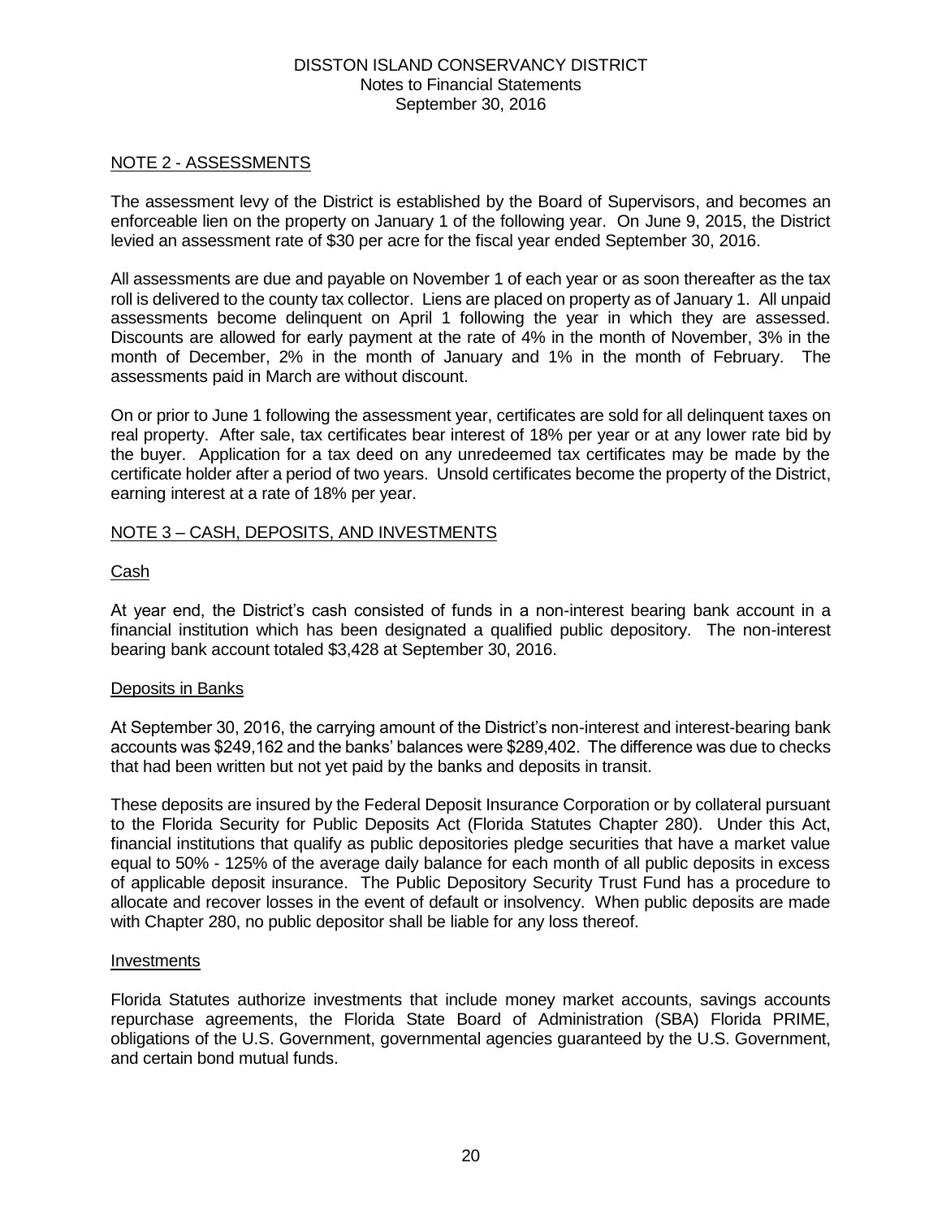## NOTE 2 - ASSESSMENTS

The assessment levy of the District is established by the Board of Supervisors, and becomes an enforceable lien on the property on January 1 of the following year. On June 9, 2015, the District levied an assessment rate of $30 per acre for the fiscal year ended September 30, 2016.

All assessments are due and payable on November 1 of each year or as soon thereafter as the tax roll is delivered to the county tax collector. Liens are placed on property as of January 1. All unpaid assessments become delinquent on April 1 following the year in which they are assessed. Discounts are allowed for early payment at the rate of 4% in the month of November, 3% in the month of December, 2% in the month of January and 1% in the month of February. The assessments paid in March are without discount.

On or prior to June 1 following the assessment year, certificates are sold for all delinquent taxes on real property. After sale, tax certificates bear interest of 18% per year or at any lower rate bid by the buyer. Application for a tax deed on any unredeemed tax certificates may be made by the certificate holder after a period of two years. Unsold certificates become the property of the District, earning interest at a rate of 18% per year.

## NOTE 3 – CASH, DEPOSITS, AND INVESTMENTS

### Cash

At year end, the District's cash consisted of funds in a non-interest bearing bank account in a financial institution which has been designated a qualified public depository. The non-interest bearing bank account totaled $3,428 at September 30, 2016.

### Deposits in Banks

At September 30, 2016, the carrying amount of the District's non-interest and interest-bearing bank accounts was $249,162 and the banks' balances were $289,402. The difference was due to checks that had been written but not yet paid by the banks and deposits in transit.

These deposits are insured by the Federal Deposit Insurance Corporation or by collateral pursuant to the Florida Security for Public Deposits Act (Florida Statutes Chapter 280). Under this Act, financial institutions that qualify as public depositories pledge securities that have a market value equal to 50% - 125% of the average daily balance for each month of all public deposits in excess of applicable deposit insurance. The Public Depository Security Trust Fund has a procedure to allocate and recover losses in the event of default or insolvency. When public deposits are made with Chapter 280, no public depositor shall be liable for any loss thereof.

### Investments

Florida Statutes authorize investments that include money market accounts, savings accounts repurchase agreements, the Florida State Board of Administration (SBA) Florida PRIME, obligations of the U.S. Government, governmental agencies guaranteed by the U.S. Government, and certain bond mutual funds.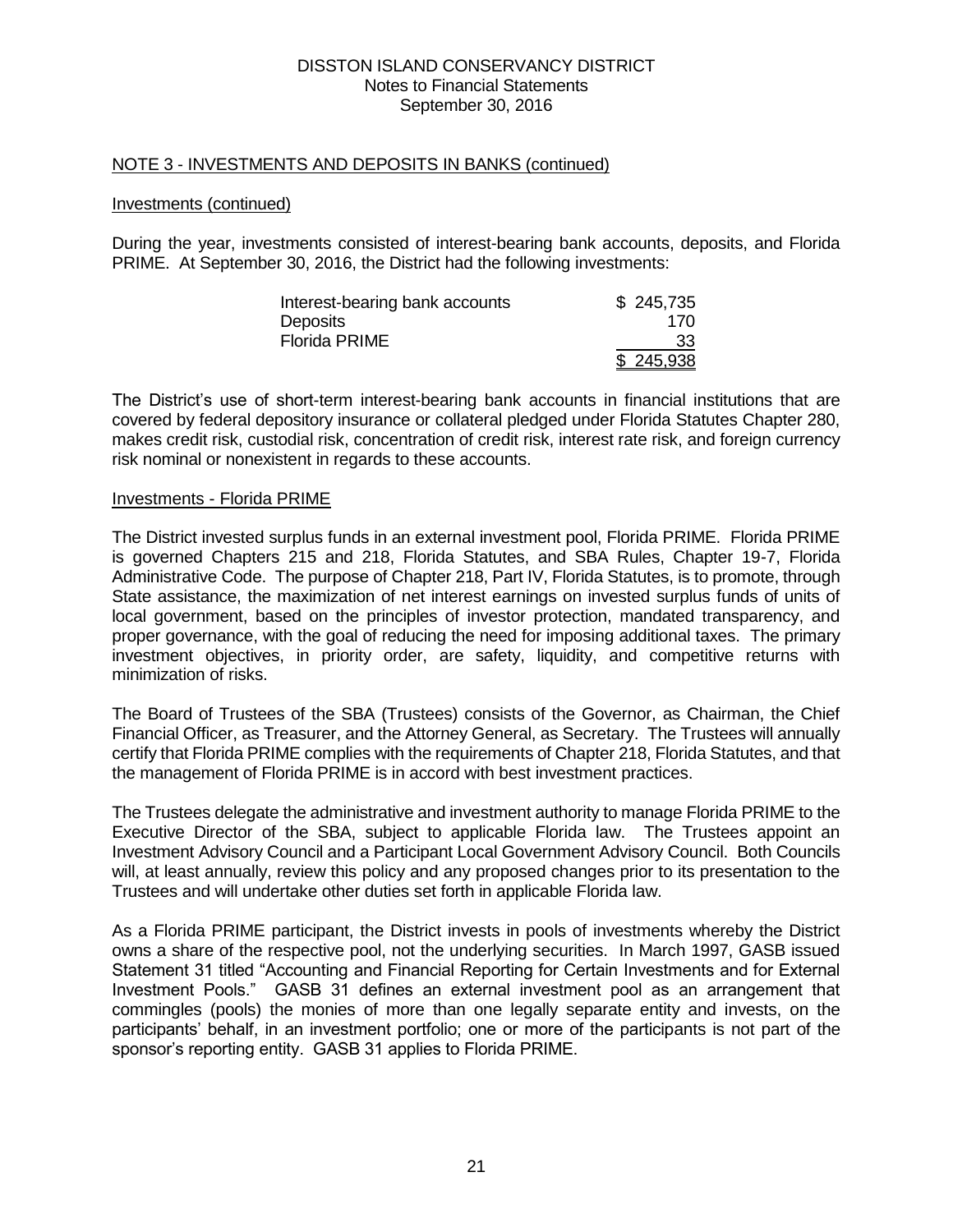DISSTON ISLAND CONSERVANCY DISTRICT
Notes to Financial Statements
September 30, 2016

## NOTE 3 - INVESTMENTS AND DEPOSITS IN BANKS (continued)

### Investments (continued)

During the year, investments consisted of interest-bearing bank accounts, deposits, and Florida PRIME. At September 30, 2016, the District had the following investments:

| | |
|---|---|
| Interest-bearing bank accounts | $ 245,735 |
| Deposits | 170 |
| Florida PRIME | 33 |
| | $ 245,938 |

The District's use of short-term interest-bearing bank accounts in financial institutions that are covered by federal depository insurance or collateral pledged under Florida Statutes Chapter 280, makes credit risk, custodial risk, concentration of credit risk, interest rate risk, and foreign currency risk nominal or nonexistent in regards to these accounts.

### Investments - Florida PRIME

The District invested surplus funds in an external investment pool, Florida PRIME. Florida PRIME is governed Chapters 215 and 218, Florida Statutes, and SBA Rules, Chapter 19-7, Florida Administrative Code. The purpose of Chapter 218, Part IV, Florida Statutes, is to promote, through State assistance, the maximization of net interest earnings on invested surplus funds of units of local government, based on the principles of investor protection, mandated transparency, and proper governance, with the goal of reducing the need for imposing additional taxes. The primary investment objectives, in priority order, are safety, liquidity, and competitive returns with minimization of risks.

The Board of Trustees of the SBA (Trustees) consists of the Governor, as Chairman, the Chief Financial Officer, as Treasurer, and the Attorney General, as Secretary. The Trustees will annually certify that Florida PRIME complies with the requirements of Chapter 218, Florida Statutes, and that the management of Florida PRIME is in accord with best investment practices.

The Trustees delegate the administrative and investment authority to manage Florida PRIME to the Executive Director of the SBA, subject to applicable Florida law. The Trustees appoint an Investment Advisory Council and a Participant Local Government Advisory Council. Both Councils will, at least annually, review this policy and any proposed changes prior to its presentation to the Trustees and will undertake other duties set forth in applicable Florida law.

As a Florida PRIME participant, the District invests in pools of investments whereby the District owns a share of the respective pool, not the underlying securities. In March 1997, GASB issued Statement 31 titled "Accounting and Financial Reporting for Certain Investments and for External Investment Pools." GASB 31 defines an external investment pool as an arrangement that commingles (pools) the monies of more than one legally separate entity and invests, on the participants' behalf, in an investment portfolio; one or more of the participants is not part of the sponsor's reporting entity. GASB 31 applies to Florida PRIME.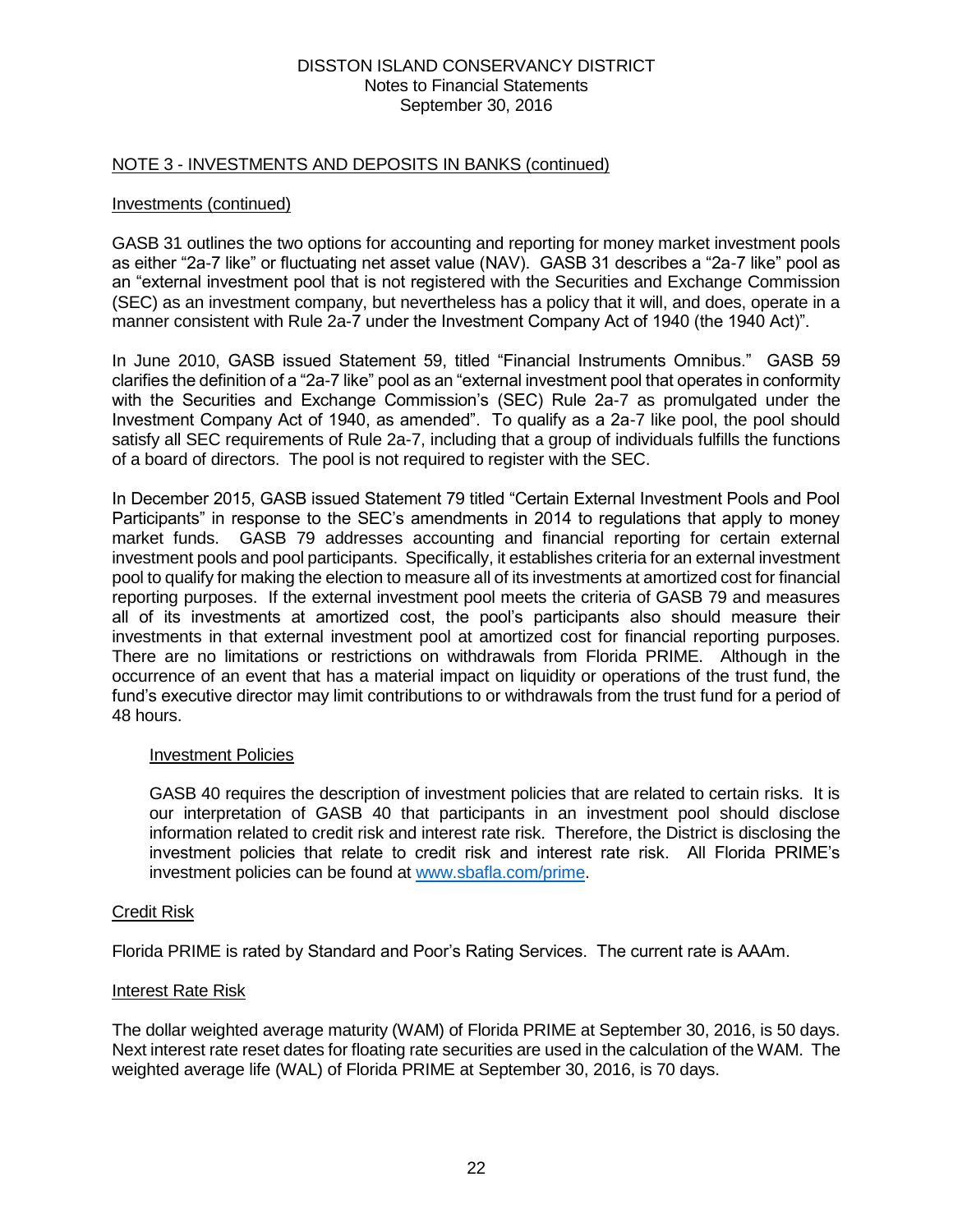## NOTE 3 - INVESTMENTS AND DEPOSITS IN BANKS (continued)

### Investments (continued)

GASB 31 outlines the two options for accounting and reporting for money market investment pools as either "2a-7 like" or fluctuating net asset value (NAV). GASB 31 describes a "2a-7 like" pool as an "external investment pool that is not registered with the Securities and Exchange Commission (SEC) as an investment company, but nevertheless has a policy that it will, and does, operate in a manner consistent with Rule 2a-7 under the Investment Company Act of 1940 (the 1940 Act)".

In June 2010, GASB issued Statement 59, titled "Financial Instruments Omnibus." GASB 59 clarifies the definition of a "2a-7 like" pool as an "external investment pool that operates in conformity with the Securities and Exchange Commission's (SEC) Rule 2a-7 as promulgated under the Investment Company Act of 1940, as amended". To qualify as a 2a-7 like pool, the pool should satisfy all SEC requirements of Rule 2a-7, including that a group of individuals fulfills the functions of a board of directors. The pool is not required to register with the SEC.

In December 2015, GASB issued Statement 79 titled "Certain External Investment Pools and Pool Participants" in response to the SEC's amendments in 2014 to regulations that apply to money market funds. GASB 79 addresses accounting and financial reporting for certain external investment pools and pool participants. Specifically, it establishes criteria for an external investment pool to qualify for making the election to measure all of its investments at amortized cost for financial reporting purposes. If the external investment pool meets the criteria of GASB 79 and measures all of its investments at amortized cost, the pool's participants also should measure their investments in that external investment pool at amortized cost for financial reporting purposes. There are no limitations or restrictions on withdrawals from Florida PRIME. Although in the occurrence of an event that has a material impact on liquidity or operations of the trust fund, the fund's executive director may limit contributions to or withdrawals from the trust fund for a period of 48 hours.

#### Investment Policies

GASB 40 requires the description of investment policies that are related to certain risks. It is our interpretation of GASB 40 that participants in an investment pool should disclose information related to credit risk and interest rate risk. Therefore, the District is disclosing the investment policies that relate to credit risk and interest rate risk. All Florida PRIME's investment policies can be found at www.sbafla.com/prime.

### Credit Risk

Florida PRIME is rated by Standard and Poor's Rating Services. The current rate is AAAm.

### Interest Rate Risk

The dollar weighted average maturity (WAM) of Florida PRIME at September 30, 2016, is 50 days. Next interest rate reset dates for floating rate securities are used in the calculation of the WAM. The weighted average life (WAL) of Florida PRIME at September 30, 2016, is 70 days.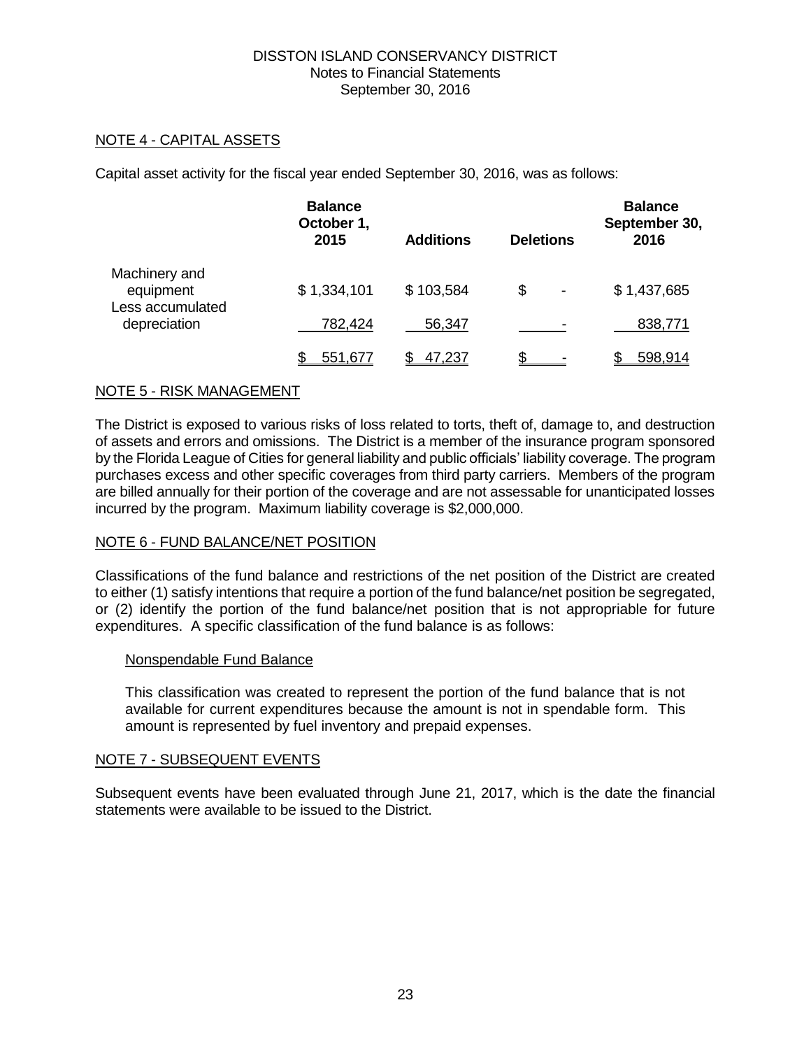DISSTON ISLAND CONSERVANCY DISTRICT
Notes to Financial Statements
September 30, 2016

## NOTE 4 - CAPITAL ASSETS

Capital asset activity for the fiscal year ended September 30, 2016, was as follows:

| | Balance October 1, 2015 | Additions | Deletions | Balance September 30, 2016 |
|---|---|---|---|---|
| Machinery and equipment | $ 1,334,101 | $ 103,584 | $ - | $ 1,437,685 |
| Less accumulated depreciation | 782,424 | 56,347 | - | 838,771 |
| | $ 551,677 | $ 47,237 | $ - | $ 598,914 |

## NOTE 5 - RISK MANAGEMENT

The District is exposed to various risks of loss related to torts, theft of, damage to, and destruction of assets and errors and omissions. The District is a member of the insurance program sponsored by the Florida League of Cities for general liability and public officials' liability coverage. The program purchases excess and other specific coverages from third party carriers. Members of the program are billed annually for their portion of the coverage and are not assessable for unanticipated losses incurred by the program. Maximum liability coverage is $2,000,000.

## NOTE 6 - FUND BALANCE/NET POSITION

Classifications of the fund balance and restrictions of the net position of the District are created to either (1) satisfy intentions that require a portion of the fund balance/net position be segregated, or (2) identify the portion of the fund balance/net position that is not appropriable for future expenditures. A specific classification of the fund balance is as follows:

### Nonspendable Fund Balance

This classification was created to represent the portion of the fund balance that is not available for current expenditures because the amount is not in spendable form. This amount is represented by fuel inventory and prepaid expenses.

## NOTE 7 - SUBSEQUENT EVENTS

Subsequent events have been evaluated through June 21, 2017, which is the date the financial statements were available to be issued to the District.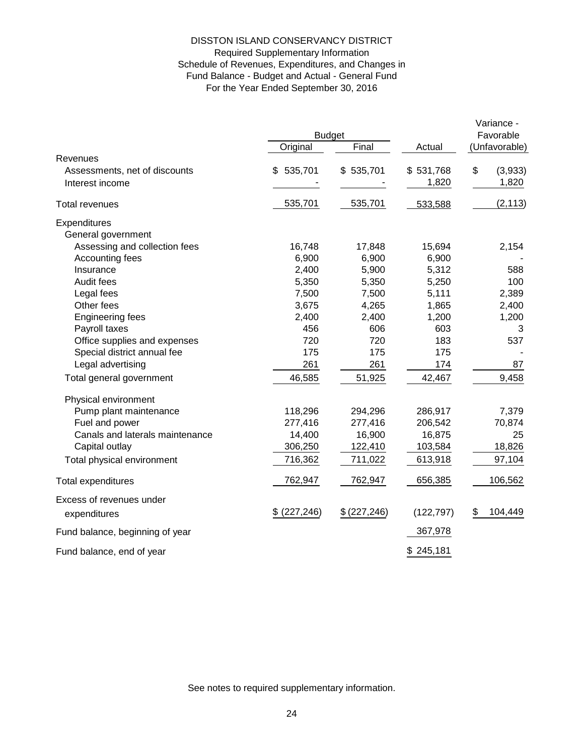# DISSTON ISLAND CONSERVANCY DISTRICT

Required Supplementary Information
Schedule of Revenues, Expenditures, and Changes in
Fund Balance - Budget and Actual - General Fund
For the Year Ended September 30, 2016

| | Budget | | | Variance - Favorable |
|---|---|---|---|---|
| | Original | Final | Actual | (Unfavorable) |
| Revenues | | | | |
| Assessments, net of discounts | $ 535,701 | $ 535,701 | $ 531,768 | $ (3,933) |
| Interest income | - | - | 1,820 | 1,820 |
| Total revenues | 535,701 | 535,701 | 533,588 | (2,113) |
| Expenditures | | | | |
| General government | | | | |
| Assessing and collection fees | 16,748 | 17,848 | 15,694 | 2,154 |
| Accounting fees | 6,900 | 6,900 | 6,900 | - |
| Insurance | 2,400 | 5,900 | 5,312 | 588 |
| Audit fees | 5,350 | 5,350 | 5,250 | 100 |
| Legal fees | 7,500 | 7,500 | 5,111 | 2,389 |
| Other fees | 3,675 | 4,265 | 1,865 | 2,400 |
| Engineering fees | 2,400 | 2,400 | 1,200 | 1,200 |
| Payroll taxes | 456 | 606 | 603 | 3 |
| Office supplies and expenses | 720 | 720 | 183 | 537 |
| Special district annual fee | 175 | 175 | 175 | - |
| Legal advertising | 261 | 261 | 174 | 87 |
| Total general government | 46,585 | 51,925 | 42,467 | 9,458 |
| Physical environment | | | | |
| Pump plant maintenance | 118,296 | 294,296 | 286,917 | 7,379 |
| Fuel and power | 277,416 | 277,416 | 206,542 | 70,874 |
| Canals and laterals maintenance | 14,400 | 16,900 | 16,875 | 25 |
| Capital outlay | 306,250 | 122,410 | 103,584 | 18,826 |
| Total physical environment | 716,362 | 711,022 | 613,918 | 97,104 |
| Total expenditures | 762,947 | 762,947 | 656,385 | 106,562 |
| Excess of revenues under expenditures | $ (227,246) | $ (227,246) | (122,797) | $ 104,449 |
| Fund balance, beginning of year | | | 367,978 | |
| Fund balance, end of year | | | $ 245,181 | |

See notes to required supplementary information.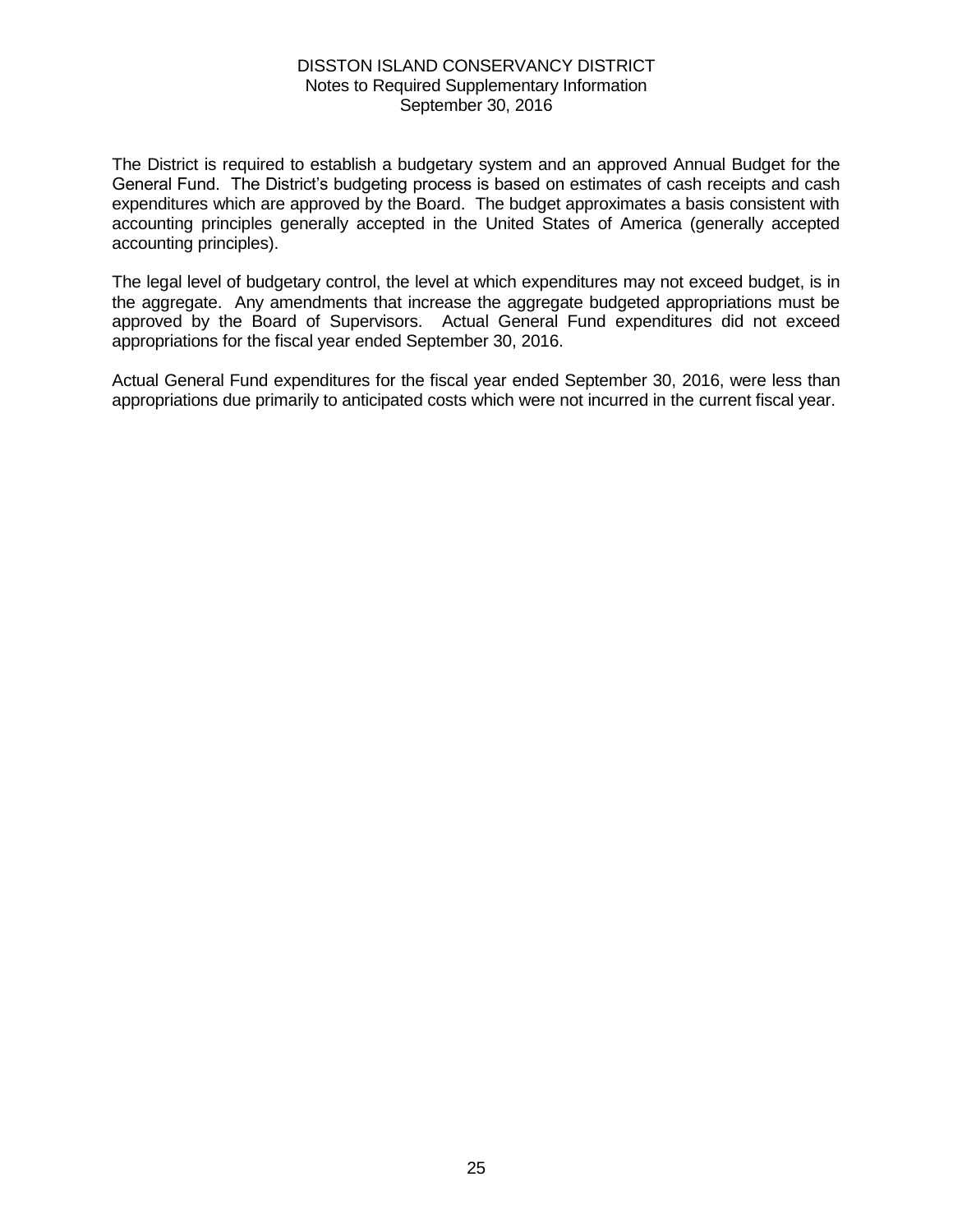DISSTON ISLAND CONSERVANCY DISTRICT
Notes to Required Supplementary Information
September 30, 2016

The District is required to establish a budgetary system and an approved Annual Budget for the General Fund. The District's budgeting process is based on estimates of cash receipts and cash expenditures which are approved by the Board. The budget approximates a basis consistent with accounting principles generally accepted in the United States of America (generally accepted accounting principles).

The legal level of budgetary control, the level at which expenditures may not exceed budget, is in the aggregate. Any amendments that increase the aggregate budgeted appropriations must be approved by the Board of Supervisors. Actual General Fund expenditures did not exceed appropriations for the fiscal year ended September 30, 2016.

Actual General Fund expenditures for the fiscal year ended September 30, 2016, were less than appropriations due primarily to anticipated costs which were not incurred in the current fiscal year.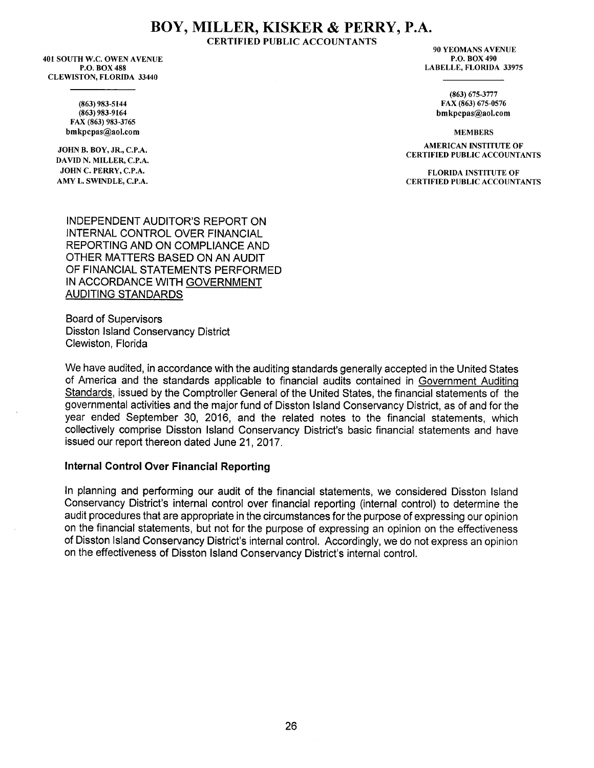# BOY, MILLER, KISKER & PERRY, P.A.

CERTIFIED PUBLIC ACCOUNTANTS

401 SOUTH W.C. OWEN AVENUE
P.O. BOX 488
CLEWISTON, FLORIDA 33440

(863) 983-5144
(863) 983-9164
FAX (863) 983-3765
bmkpcpas@aol.com

JOHN B. BOY, JR., C.P.A.
DAVID N. MILLER, C.P.A.
JOHN C. PERRY, C.P.A.
AMY L. SWINDLE, C.P.A.

90 YEOMANS AVENUE
P.O. BOX 490
LABELLE, FLORIDA 33975

(863) 675-3777
FAX (863) 675-0576
bmkpcpas@aol.com

MEMBERS

AMERICAN INSTITUTE OF
CERTIFIED PUBLIC ACCOUNTANTS

FLORIDA INSTITUTE OF
CERTIFIED PUBLIC ACCOUNTANTS

INDEPENDENT AUDITOR'S REPORT ON INTERNAL CONTROL OVER FINANCIAL REPORTING AND ON COMPLIANCE AND OTHER MATTERS BASED ON AN AUDIT OF FINANCIAL STATEMENTS PERFORMED IN ACCORDANCE WITH GOVERNMENT AUDITING STANDARDS

Board of Supervisors
Disston Island Conservancy District
Clewiston, Florida

We have audited, in accordance with the auditing standards generally accepted in the United States of America and the standards applicable to financial audits contained in Government Auditing Standards, issued by the Comptroller General of the United States, the financial statements of the governmental activities and the major fund of Disston Island Conservancy District, as of and for the year ended September 30, 2016, and the related notes to the financial statements, which collectively comprise Disston Island Conservancy District's basic financial statements and have issued our report thereon dated June 21, 2017.

**Internal Control Over Financial Reporting**

In planning and performing our audit of the financial statements, we considered Disston Island Conservancy District's internal control over financial reporting (internal control) to determine the audit procedures that are appropriate in the circumstances for the purpose of expressing our opinion on the financial statements, but not for the purpose of expressing an opinion on the effectiveness of Disston Island Conservancy District's internal control. Accordingly, we do not express an opinion on the effectiveness of Disston Island Conservancy District's internal control.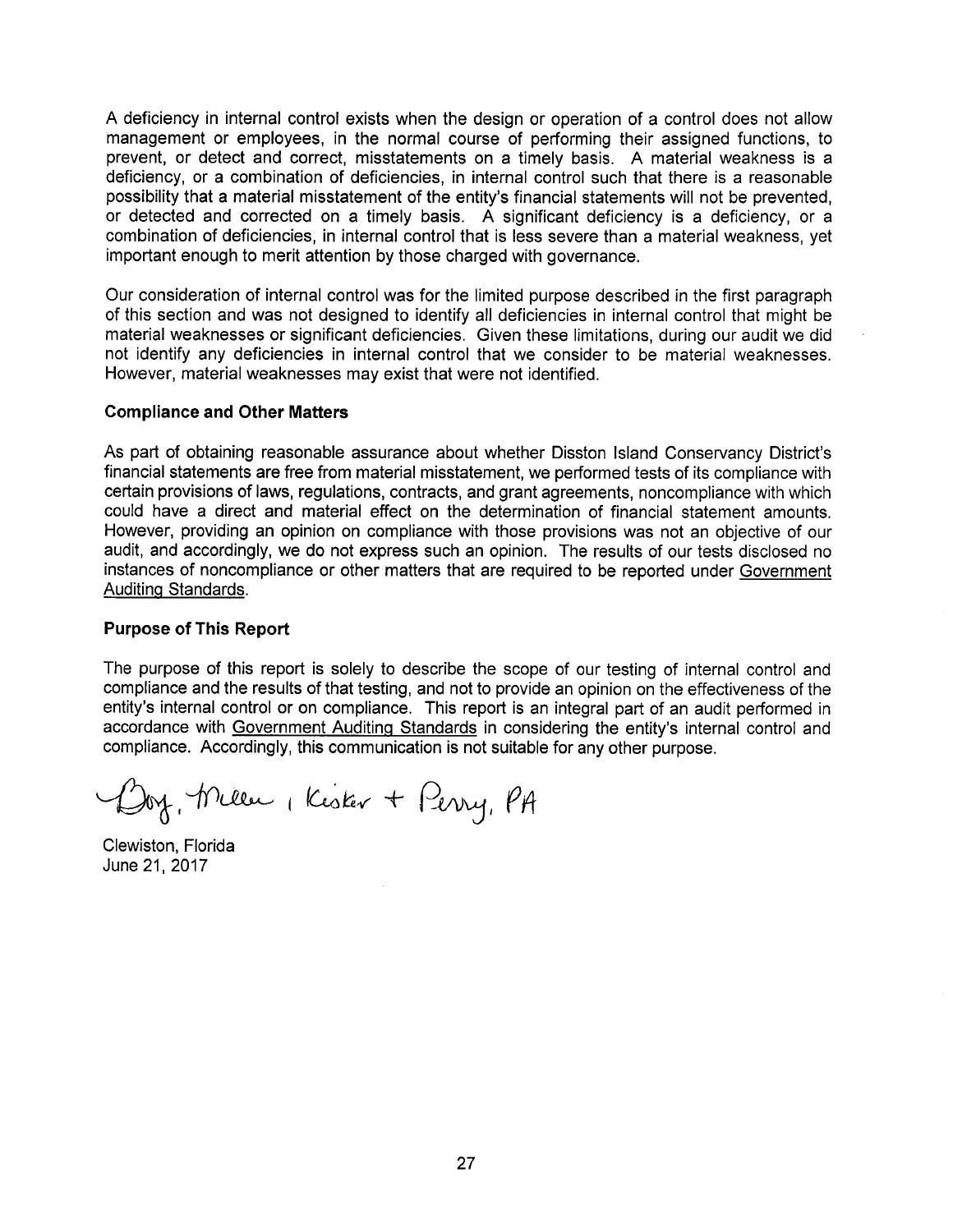A deficiency in internal control exists when the design or operation of a control does not allow management or employees, in the normal course of performing their assigned functions, to prevent, or detect and correct, misstatements on a timely basis. A material weakness is a deficiency, or a combination of deficiencies, in internal control such that there is a reasonable possibility that a material misstatement of the entity's financial statements will not be prevented, or detected and corrected on a timely basis. A significant deficiency is a deficiency, or a combination of deficiencies, in internal control that is less severe than a material weakness, yet important enough to merit attention by those charged with governance.

Our consideration of internal control was for the limited purpose described in the first paragraph of this section and was not designed to identify all deficiencies in internal control that might be material weaknesses or significant deficiencies. Given these limitations, during our audit we did not identify any deficiencies in internal control that we consider to be material weaknesses. However, material weaknesses may exist that were not identified.

**Compliance and Other Matters**

As part of obtaining reasonable assurance about whether Disston Island Conservancy District's financial statements are free from material misstatement, we performed tests of its compliance with certain provisions of laws, regulations, contracts, and grant agreements, noncompliance with which could have a direct and material effect on the determination of financial statement amounts. However, providing an opinion on compliance with those provisions was not an objective of our audit, and accordingly, we do not express such an opinion. The results of our tests disclosed no instances of noncompliance or other matters that are required to be reported under Government Auditing Standards.

**Purpose of This Report**

The purpose of this report is solely to describe the scope of our testing of internal control and compliance and the results of that testing, and not to provide an opinion on the effectiveness of the entity's internal control or on compliance. This report is an integral part of an audit performed in accordance with Government Auditing Standards in considering the entity's internal control and compliance. Accordingly, this communication is not suitable for any other purpose.

Boy, Miller, Kister + Perry, PA

Clewiston, Florida
June 21, 2017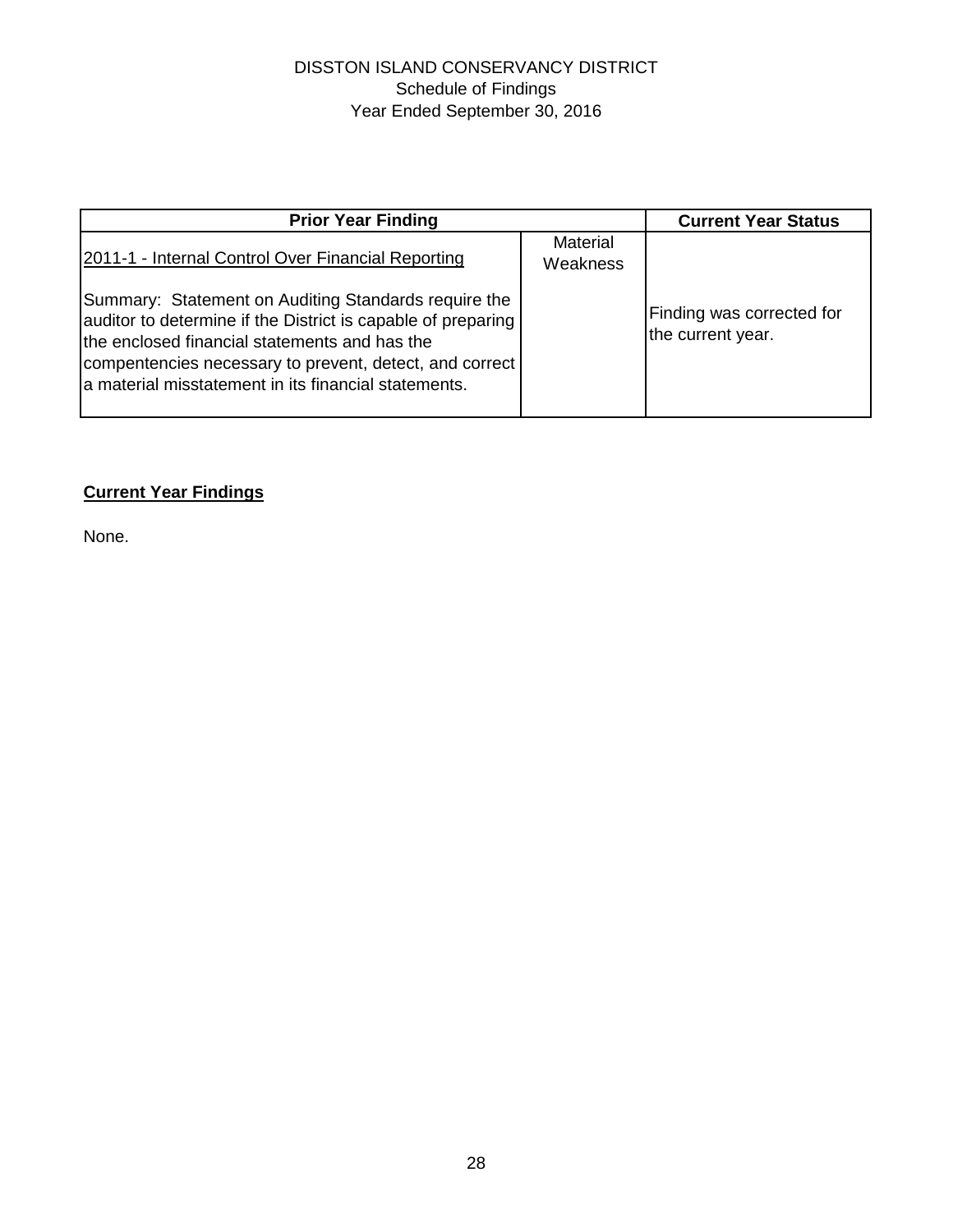# DISSTON ISLAND CONSERVANCY DISTRICT
## Schedule of Findings
## Year Ended September 30, 2016

| Prior Year Finding | | Current Year Status |
|---|---|---|
| 2011-1 - Internal Control Over Financial Reporting<br><br>Summary: Statement on Auditing Standards require the auditor to determine if the District is capable of preparing the enclosed financial statements and has the compentencies necessary to prevent, detect, and correct a material misstatement in its financial statements. | Material Weakness | Finding was corrected for the current year. |

**Current Year Findings**

None.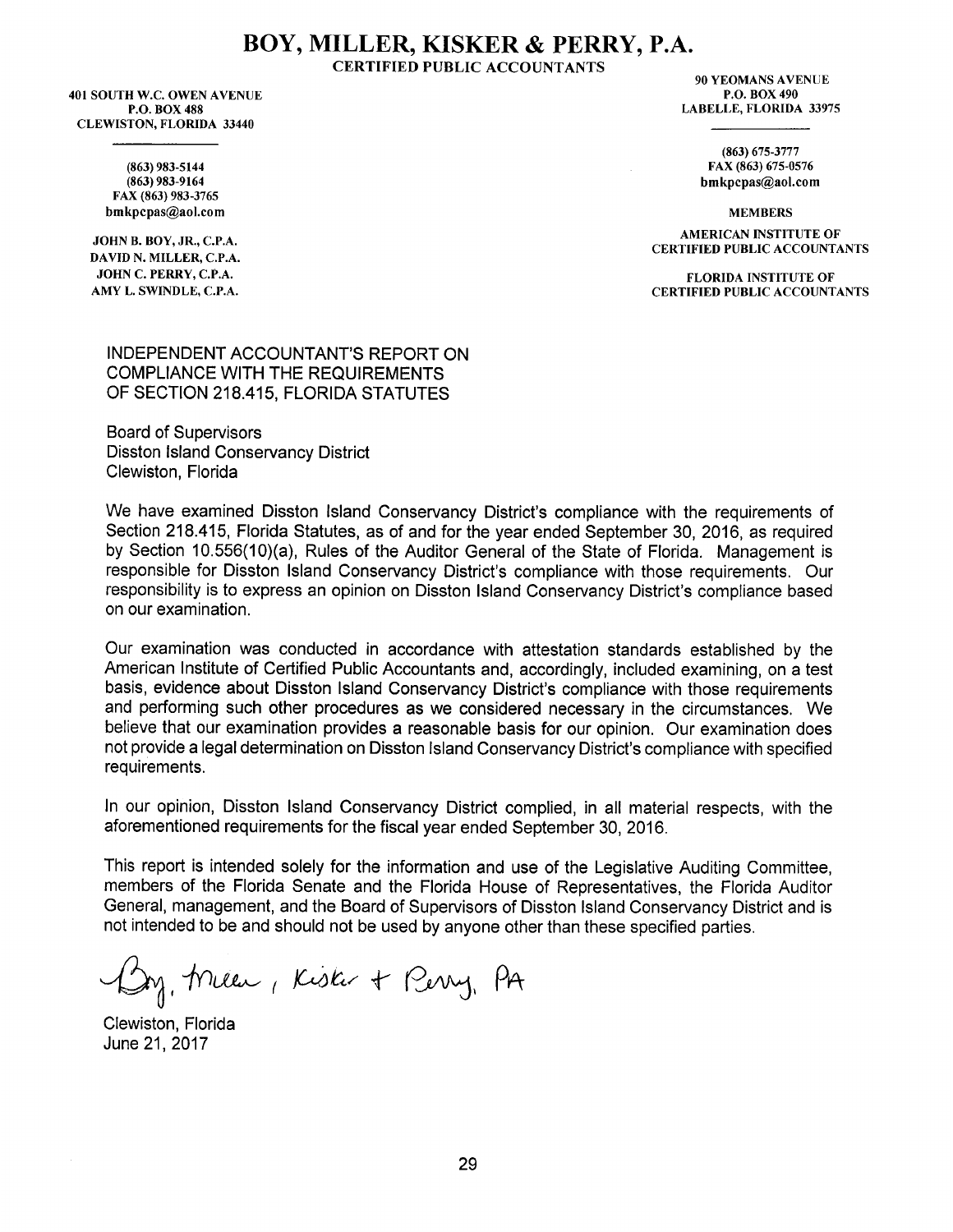# BOY, MILLER, KISKER & PERRY, P.A.

**CERTIFIED PUBLIC ACCOUNTANTS**

401 SOUTH W.C. OWEN AVENUE
P.O. BOX 488
CLEWISTON, FLORIDA 33440

(863) 983-5144
(863) 983-9164
FAX (863) 983-3765
bmkpcpas@aol.com

JOHN B. BOY, JR., C.P.A.
DAVID N. MILLER, C.P.A.
JOHN C. PERRY, C.P.A.
AMY L. SWINDLE, C.P.A.

90 YEOMANS AVENUE
P.O. BOX 490
LABELLE, FLORIDA 33975

(863) 675-3777
FAX (863) 675-0576
bmkpcpas@aol.com

MEMBERS

AMERICAN INSTITUTE OF CERTIFIED PUBLIC ACCOUNTANTS

FLORIDA INSTITUTE OF CERTIFIED PUBLIC ACCOUNTANTS

## INDEPENDENT ACCOUNTANT'S REPORT ON COMPLIANCE WITH THE REQUIREMENTS OF SECTION 218.415, FLORIDA STATUTES

Board of Supervisors
Disston Island Conservancy District
Clewiston, Florida

We have examined Disston Island Conservancy District's compliance with the requirements of Section 218.415, Florida Statutes, as of and for the year ended September 30, 2016, as required by Section 10.556(10)(a), Rules of the Auditor General of the State of Florida. Management is responsible for Disston Island Conservancy District's compliance with those requirements. Our responsibility is to express an opinion on Disston Island Conservancy District's compliance based on our examination.

Our examination was conducted in accordance with attestation standards established by the American Institute of Certified Public Accountants and, accordingly, included examining, on a test basis, evidence about Disston Island Conservancy District's compliance with those requirements and performing such other procedures as we considered necessary in the circumstances. We believe that our examination provides a reasonable basis for our opinion. Our examination does not provide a legal determination on Disston Island Conservancy District's compliance with specified requirements.

In our opinion, Disston Island Conservancy District complied, in all material respects, with the aforementioned requirements for the fiscal year ended September 30, 2016.

This report is intended solely for the information and use of the Legislative Auditing Committee, members of the Florida Senate and the Florida House of Representatives, the Florida Auditor General, management, and the Board of Supervisors of Disston Island Conservancy District and is not intended to be and should not be used by anyone other than these specified parties.

Boy, Miller, Kisker + Perry, PA

Clewiston, Florida
June 21, 2017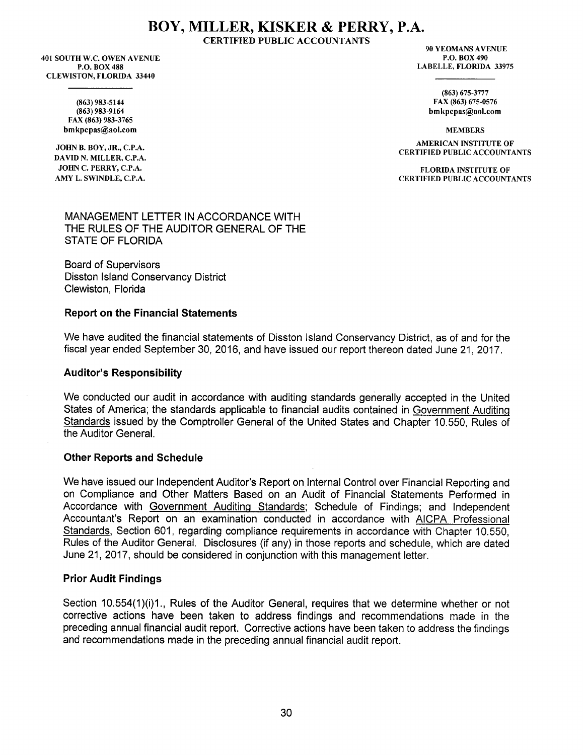# BOY, MILLER, KISKER & PERRY, P.A.

**CERTIFIED PUBLIC ACCOUNTANTS**

401 SOUTH W.C. OWEN AVENUE
P.O. BOX 488
CLEWISTON, FLORIDA 33440

(863) 983-5144
(863) 983-9164
FAX (863) 983-3765
bmkpcpas@aol.com

JOHN B. BOY, JR., C.P.A.
DAVID N. MILLER, C.P.A.
JOHN C. PERRY, C.P.A.
AMY L. SWINDLE, C.P.A.

90 YEOMANS AVENUE
P.O. BOX 490
LABELLE, FLORIDA 33975

(863) 675-3777
FAX (863) 675-0576
bmkpcpas@aol.com

MEMBERS

AMERICAN INSTITUTE OF CERTIFIED PUBLIC ACCOUNTANTS

FLORIDA INSTITUTE OF CERTIFIED PUBLIC ACCOUNTANTS

MANAGEMENT LETTER IN ACCORDANCE WITH THE RULES OF THE AUDITOR GENERAL OF THE STATE OF FLORIDA

Board of Supervisors
Disston Island Conservancy District
Clewiston, Florida

**Report on the Financial Statements**

We have audited the financial statements of Disston Island Conservancy District, as of and for the fiscal year ended September 30, 2016, and have issued our report thereon dated June 21, 2017.

**Auditor's Responsibility**

We conducted our audit in accordance with auditing standards generally accepted in the United States of America; the standards applicable to financial audits contained in Government Auditing Standards issued by the Comptroller General of the United States and Chapter 10.550, Rules of the Auditor General.

**Other Reports and Schedule**

We have issued our Independent Auditor's Report on Internal Control over Financial Reporting and on Compliance and Other Matters Based on an Audit of Financial Statements Performed in Accordance with Government Auditing Standards; Schedule of Findings; and Independent Accountant's Report on an examination conducted in accordance with AICPA Professional Standards, Section 601, regarding compliance requirements in accordance with Chapter 10.550, Rules of the Auditor General. Disclosures (if any) in those reports and schedule, which are dated June 21, 2017, should be considered in conjunction with this management letter.

**Prior Audit Findings**

Section 10.554(1)(i)1., Rules of the Auditor General, requires that we determine whether or not corrective actions have been taken to address findings and recommendations made in the preceding annual financial audit report. Corrective actions have been taken to address the findings and recommendations made in the preceding annual financial audit report.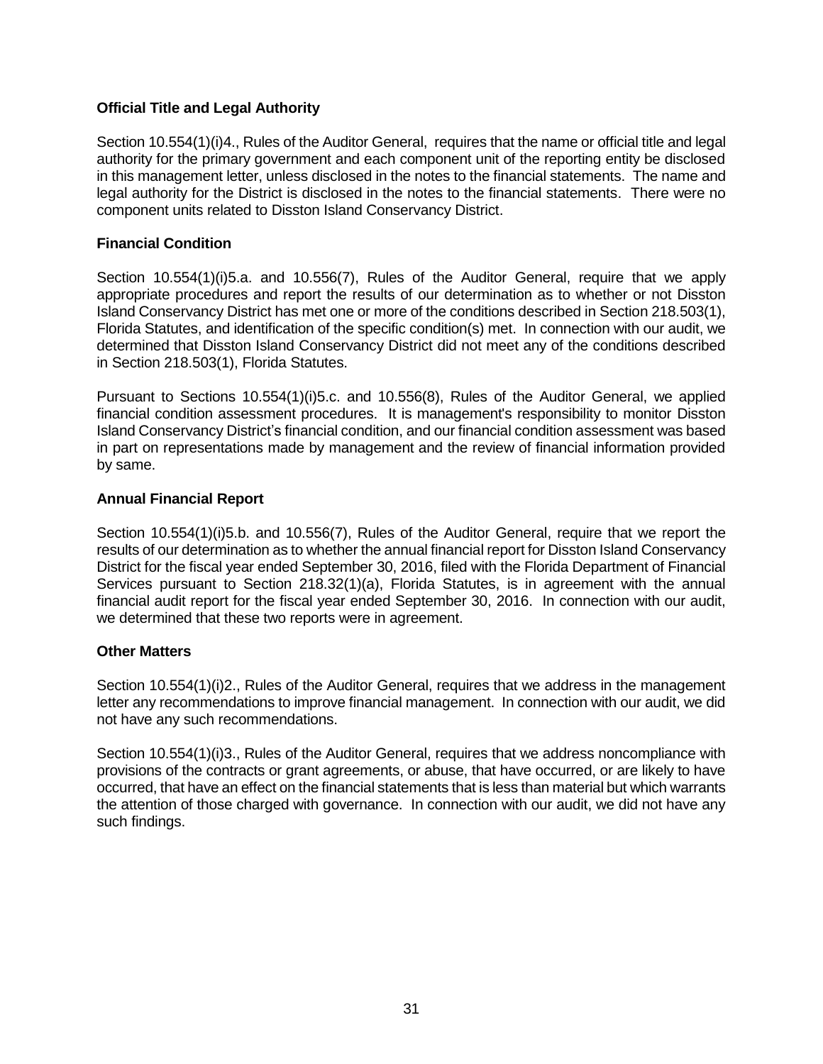**Official Title and Legal Authority**

Section 10.554(1)(i)4., Rules of the Auditor General, requires that the name or official title and legal authority for the primary government and each component unit of the reporting entity be disclosed in this management letter, unless disclosed in the notes to the financial statements. The name and legal authority for the District is disclosed in the notes to the financial statements. There were no component units related to Disston Island Conservancy District.

**Financial Condition**

Section 10.554(1)(i)5.a. and 10.556(7), Rules of the Auditor General, require that we apply appropriate procedures and report the results of our determination as to whether or not Disston Island Conservancy District has met one or more of the conditions described in Section 218.503(1), Florida Statutes, and identification of the specific condition(s) met. In connection with our audit, we determined that Disston Island Conservancy District did not meet any of the conditions described in Section 218.503(1), Florida Statutes.

Pursuant to Sections 10.554(1)(i)5.c. and 10.556(8), Rules of the Auditor General, we applied financial condition assessment procedures. It is management's responsibility to monitor Disston Island Conservancy District's financial condition, and our financial condition assessment was based in part on representations made by management and the review of financial information provided by same.

**Annual Financial Report**

Section 10.554(1)(i)5.b. and 10.556(7), Rules of the Auditor General, require that we report the results of our determination as to whether the annual financial report for Disston Island Conservancy District for the fiscal year ended September 30, 2016, filed with the Florida Department of Financial Services pursuant to Section 218.32(1)(a), Florida Statutes, is in agreement with the annual financial audit report for the fiscal year ended September 30, 2016. In connection with our audit, we determined that these two reports were in agreement.

**Other Matters**

Section 10.554(1)(i)2., Rules of the Auditor General, requires that we address in the management letter any recommendations to improve financial management. In connection with our audit, we did not have any such recommendations.

Section 10.554(1)(i)3., Rules of the Auditor General, requires that we address noncompliance with provisions of the contracts or grant agreements, or abuse, that have occurred, or are likely to have occurred, that have an effect on the financial statements that is less than material but which warrants the attention of those charged with governance. In connection with our audit, we did not have any such findings.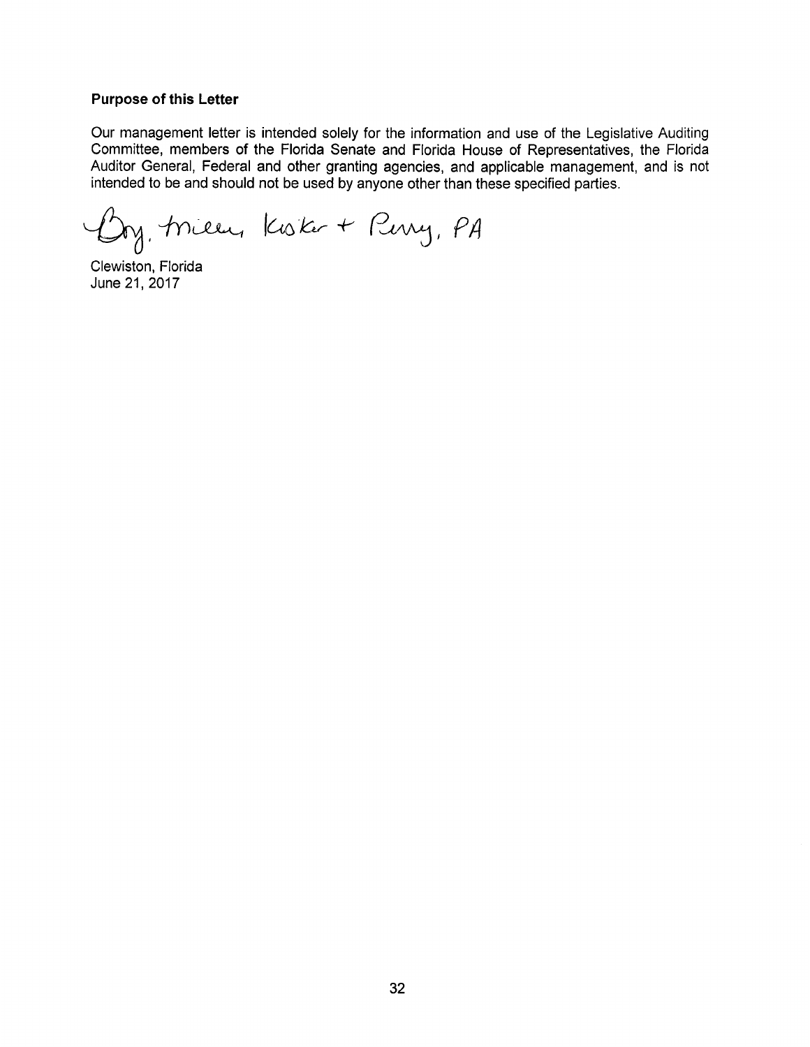**Purpose of this Letter**

Our management letter is intended solely for the information and use of the Legislative Auditing Committee, members of the Florida Senate and Florida House of Representatives, the Florida Auditor General, Federal and other granting agencies, and applicable management, and is not intended to be and should not be used by anyone other than these specified parties.

Boy, Miller, Kisker + Perry, PA

Clewiston, Florida
June 21, 2017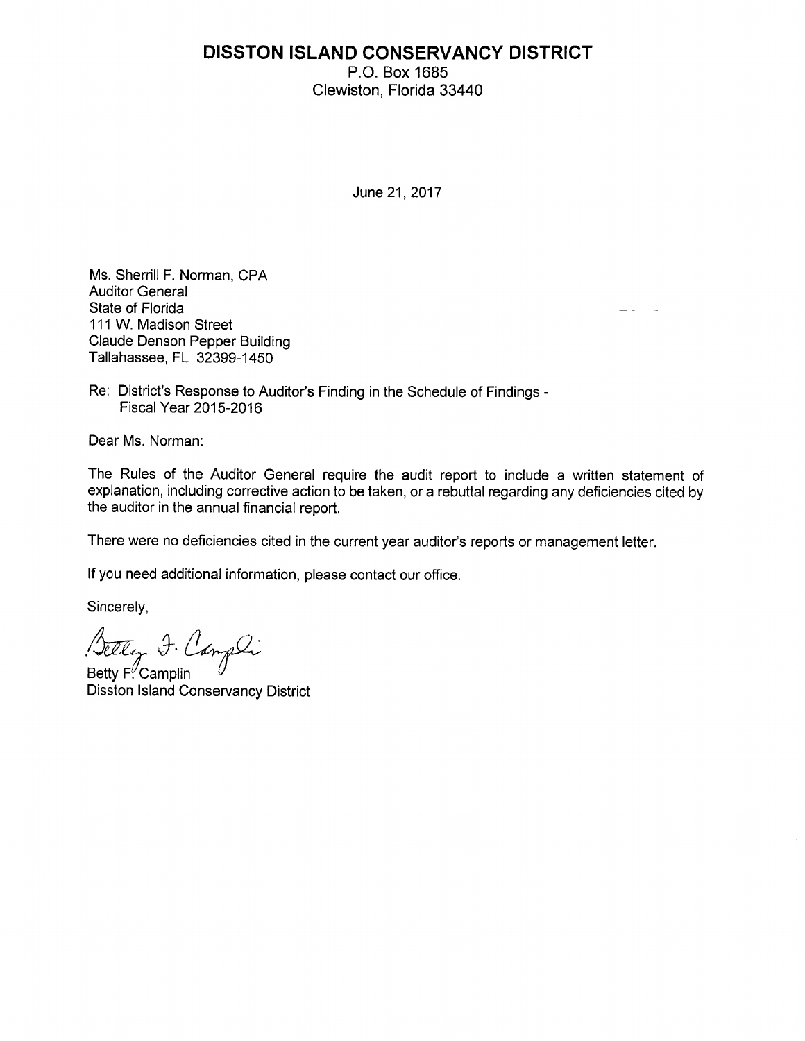# DISSTON ISLAND CONSERVANCY DISTRICT

P.O. Box 1685
Clewiston, Florida 33440

June 21, 2017

Ms. Sherrill F. Norman, CPA
Auditor General
State of Florida
111 W. Madison Street
Claude Denson Pepper Building
Tallahassee, FL 32399-1450

Re: District's Response to Auditor's Finding in the Schedule of Findings - Fiscal Year 2015-2016

Dear Ms. Norman:

The Rules of the Auditor General require the audit report to include a written statement of explanation, including corrective action to be taken, or a rebuttal regarding any deficiencies cited by the auditor in the annual financial report.

There were no deficiencies cited in the current year auditor's reports or management letter.

If you need additional information, please contact our office.

Sincerely,

Betty F. Camplin
Disston Island Conservancy District